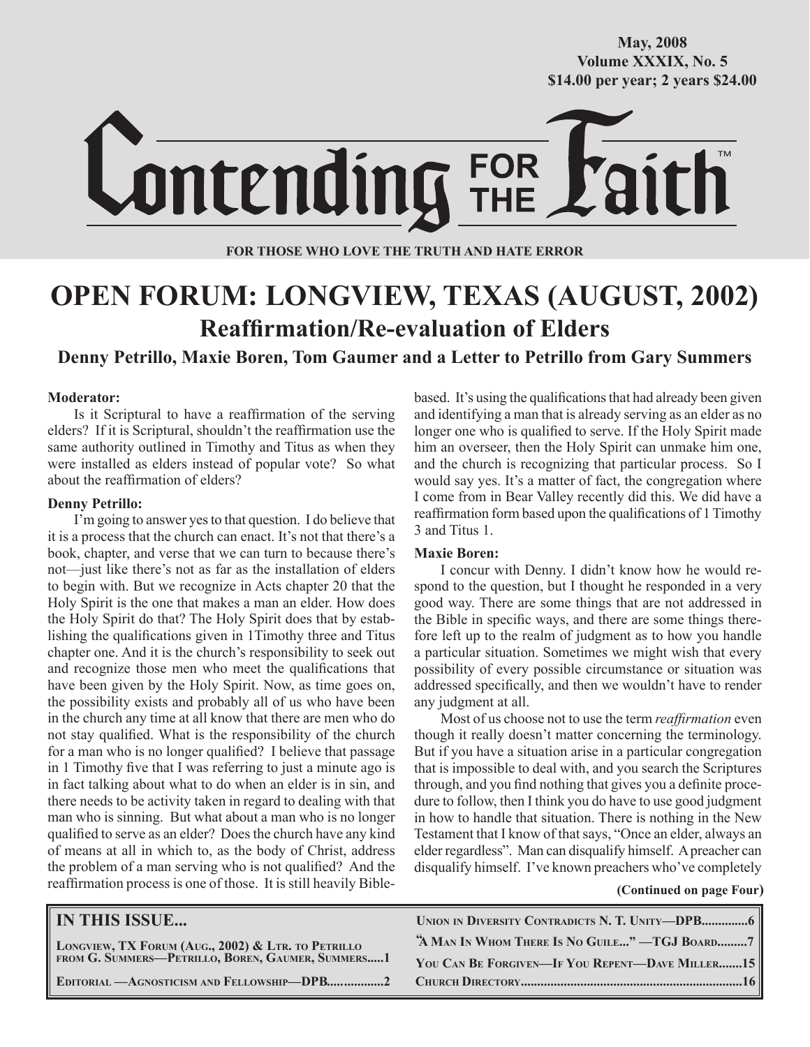May, 2008
Volume XXXIX, No. 5
$14.00 per year; 2 years $24.00

# Contending FOR THE Faith™

**FOR THOSE WHO LOVE THE TRUTH AND HATE ERROR**

# OPEN FORUM: LONGVIEW, TEXAS (AUGUST, 2002)

## Reaffirmation/Re-evaluation of Elders

### Denny Petrillo, Maxie Boren, Tom Gaumer and a Letter to Petrillo from Gary Summers

**Moderator:**

Is it Scriptural to have a reaffirmation of the serving elders? If it is Scriptural, shouldn't the reaffirmation use the same authority outlined in Timothy and Titus as when they were installed as elders instead of popular vote? So what about the reaffirmation of elders?

**Denny Petrillo:**

I'm going to answer yes to that question. I do believe that it is a process that the church can enact. It's not that there's a book, chapter, and verse that we can turn to because there's not—just like there's not as far as the installation of elders to begin with. But we recognize in Acts chapter 20 that the Holy Spirit is the one that makes a man an elder. How does the Holy Spirit do that? The Holy Spirit does that by establishing the qualifications given in 1Timothy three and Titus chapter one. And it is the church's responsibility to seek out and recognize those men who meet the qualifications that have been given by the Holy Spirit. Now, as time goes on, the possibility exists and probably all of us who have been in the church any time at all know that there are men who do not stay qualified. What is the responsibility of the church for a man who is no longer qualified? I believe that passage in 1 Timothy five that I was referring to just a minute ago is in fact talking about what to do when an elder is in sin, and there needs to be activity taken in regard to dealing with that man who is sinning. But what about a man who is no longer qualified to serve as an elder? Does the church have any kind of means at all in which to, as the body of Christ, address the problem of a man serving who is not qualified? And the reaffirmation process is one of those. It is still heavily Bible-based. It's using the qualifications that had already been given and identifying a man that is already serving as an elder as no longer one who is qualified to serve. If the Holy Spirit made him an overseer, then the Holy Spirit can unmake him one, and the church is recognizing that particular process. So I would say yes. It's a matter of fact, the congregation where I come from in Bear Valley recently did this. We did have a reaffirmation form based upon the qualifications of 1 Timothy 3 and Titus 1.

**Maxie Boren:**

I concur with Denny. I didn't know how he would respond to the question, but I thought he responded in a very good way. There are some things that are not addressed in the Bible in specific ways, and there are some things therefore left up to the realm of judgment as to how you handle a particular situation. Sometimes we might wish that every possibility of every possible circumstance or situation was addressed specifically, and then we wouldn't have to render any judgment at all.

Most of us choose not to use the term *reaffirmation* even though it really doesn't matter concerning the terminology. But if you have a situation arise in a particular congregation that is impossible to deal with, and you search the Scriptures through, and you find nothing that gives you a definite procedure to follow, then I think you do have to use good judgment in how to handle that situation. There is nothing in the New Testament that I know of that says, "Once an elder, always an elder regardless". Man can disqualify himself. A preacher can disqualify himself. I've known preachers who've completely

**(Continued on page Four)**

**IN THIS ISSUE...**

- Longview, TX Forum (Aug., 2002) & Ltr. to Petrillo from G. Summers—Petrillo, Boren, Gaumer, Summers.....1
- Editorial —Agnosticism and Fellowship—DPB.................2
- Union in Diversity Contradicts N. T. Unity—DPB..............6
- "A Man In Whom There Is No Guile..." —TGJ Board.........7
- You Can Be Forgiven—If You Repent—Dave Miller.......15
- Church Directory..................................................................16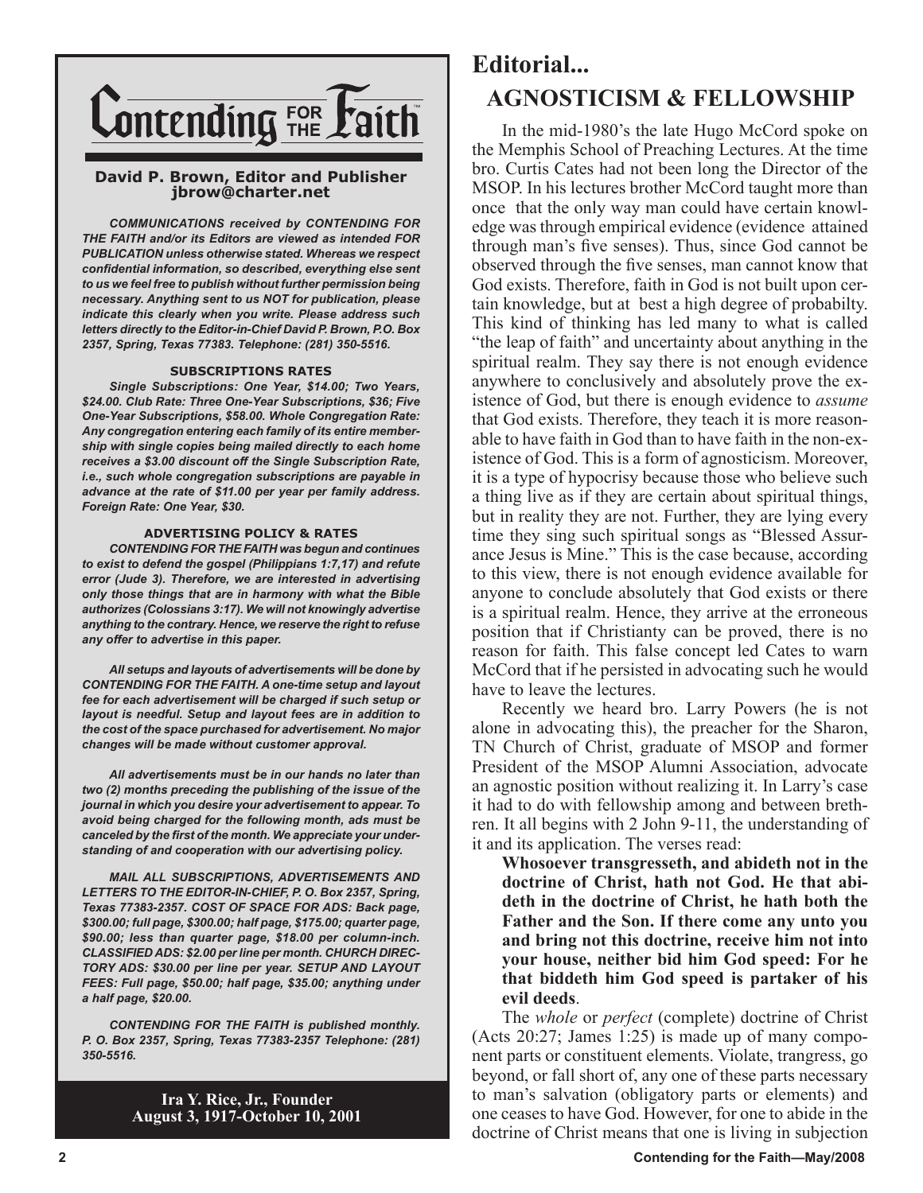# Contending FOR THE Faith

**David P. Brown, Editor and Publisher**
**jbrow@charter.net**

***COMMUNICATIONS received by CONTENDING FOR THE FAITH and/or its Editors are viewed as intended FOR PUBLICATION unless otherwise stated. Whereas we respect confidential information, so described, everything else sent to us we feel free to publish without further permission being necessary. Anything sent to us NOT for publication, please indicate this clearly when you write. Please address such letters directly to the Editor-in-Chief David P. Brown, P.O. Box 2357, Spring, Texas 77383. Telephone: (281) 350-5516.***

**SUBSCRIPTIONS RATES**

***Single Subscriptions: One Year, $14.00; Two Years, $24.00. Club Rate: Three One-Year Subscriptions, $36; Five One-Year Subscriptions, $58.00. Whole Congregation Rate: Any congregation entering each family of its entire membership with single copies being mailed directly to each home receives a $3.00 discount off the Single Subscription Rate, i.e., such whole congregation subscriptions are payable in advance at the rate of $11.00 per year per family address. Foreign Rate: One Year, $30.***

**ADVERTISING POLICY & RATES**

***CONTENDING FOR THE FAITH was begun and continues to exist to defend the gospel (Philippians 1:7,17) and refute error (Jude 3). Therefore, we are interested in advertising only those things that are in harmony with what the Bible authorizes (Colossians 3:17). We will not knowingly advertise anything to the contrary. Hence, we reserve the right to refuse any offer to advertise in this paper.***

***All setups and layouts of advertisements will be done by CONTENDING FOR THE FAITH. A one-time setup and layout fee for each advertisement will be charged if such setup or layout is needful. Setup and layout fees are in addition to the cost of the space purchased for advertisement. No major changes will be made without customer approval.***

***All advertisements must be in our hands no later than two (2) months preceding the publishing of the issue of the journal in which you desire your advertisement to appear. To avoid being charged for the following month, ads must be canceled by the first of the month. We appreciate your understanding of and cooperation with our advertising policy.***

***MAIL ALL SUBSCRIPTIONS, ADVERTISEMENTS AND LETTERS TO THE EDITOR-IN-CHIEF, P. O. Box 2357, Spring, Texas 77383-2357. COST OF SPACE FOR ADS: Back page, $300.00; full page, $300.00; half page, $175.00; quarter page, $90.00; less than quarter page, $18.00 per column-inch. CLASSIFIED ADS: $2.00 per line per month. CHURCH DIRECTORY ADS: $30.00 per line per year. SETUP AND LAYOUT FEES: Full page, $50.00; half page, $35.00; anything under a half page, $20.00.***

***CONTENDING FOR THE FAITH is published monthly. P. O. Box 2357, Spring, Texas 77383-2357 Telephone: (281) 350-5516.***

**Ira Y. Rice, Jr., Founder**
**August 3, 1917-October 10, 2001**

# Editorial...

## AGNOSTICISM & FELLOWSHIP

In the mid-1980's the late Hugo McCord spoke on the Memphis School of Preaching Lectures. At the time bro. Curtis Cates had not been long the Director of the MSOP. In his lectures brother McCord taught more than once that the only way man could have certain knowledge was through empirical evidence (evidence attained through man's five senses). Thus, since God cannot be observed through the five senses, man cannot know that God exists. Therefore, faith in God is not built upon certain knowledge, but at best a high degree of probabilty. This kind of thinking has led many to what is called "the leap of faith" and uncertainty about anything in the spiritual realm. They say there is not enough evidence anywhere to conclusively and absolutely prove the existence of God, but there is enough evidence to *assume* that God exists. Therefore, they teach it is more reasonable to have faith in God than to have faith in the non-existence of God. This is a form of agnosticism. Moreover, it is a type of hypocrisy because those who believe such a thing live as if they are certain about spiritual things, but in reality they are not. Further, they are lying every time they sing such spiritual songs as "Blessed Assurance Jesus is Mine." This is the case because, according to this view, there is not enough evidence available for anyone to conclude absolutely that God exists or there is a spiritual realm. Hence, they arrive at the erroneous position that if Christianty can be proved, there is no reason for faith. This false concept led Cates to warn McCord that if he persisted in advocating such he would have to leave the lectures.

Recently we heard bro. Larry Powers (he is not alone in advocating this), the preacher for the Sharon, TN Church of Christ, graduate of MSOP and former President of the MSOP Alumni Association, advocate an agnostic position without realizing it. In Larry's case it had to do with fellowship among and between brethren. It all begins with 2 John 9-11, the understanding of it and its application. The verses read:

> **Whosoever transgresseth, and abideth not in the doctrine of Christ, hath not God. He that abideth in the doctrine of Christ, he hath both the Father and the Son. If there come any unto you and bring not this doctrine, receive him not into your house, neither bid him God speed: For he that biddeth him God speed is partaker of his evil deeds**.

The *whole* or *perfect* (complete) doctrine of Christ (Acts 20:27; James 1:25) is made up of many component parts or constituent elements. Violate, trangress, go beyond, or fall short of, any one of these parts necessary to man's salvation (obligatory parts or elements) and one ceases to have God. However, for one to abide in the doctrine of Christ means that one is living in subjection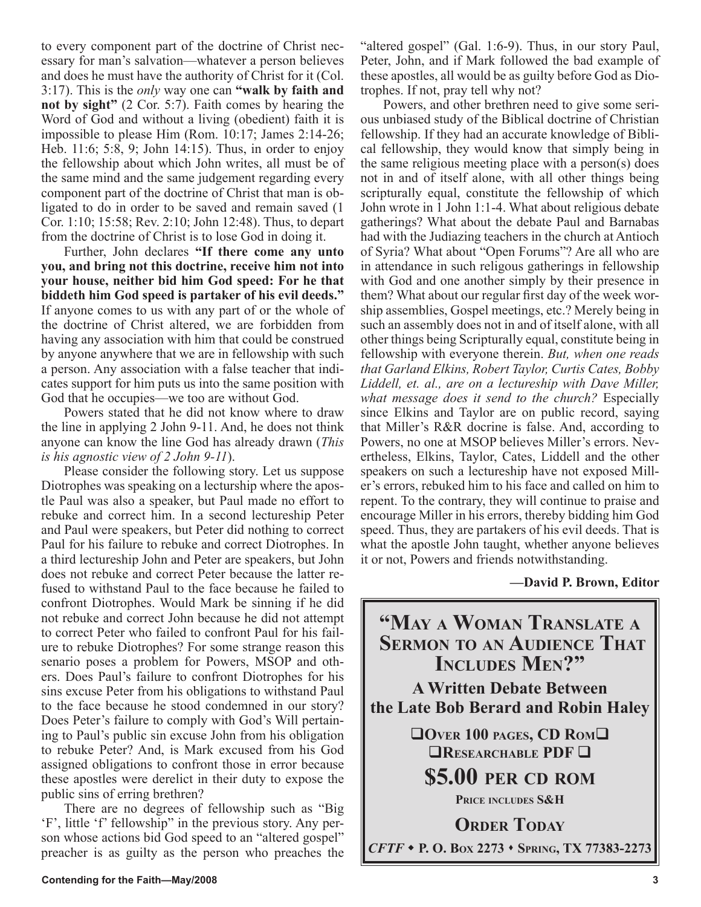to every component part of the doctrine of Christ necessary for man's salvation—whatever a person believes and does he must have the authority of Christ for it (Col. 3:17). This is the *only* way one can **"walk by faith and not by sight"** (2 Cor. 5:7). Faith comes by hearing the Word of God and without a living (obedient) faith it is impossible to please Him (Rom. 10:17; James 2:14-26; Heb. 11:6; 5:8, 9; John 14:15). Thus, in order to enjoy the fellowship about which John writes, all must be of the same mind and the same judgement regarding every component part of the doctrine of Christ that man is obligated to do in order to be saved and remain saved (1 Cor. 1:10; 15:58; Rev. 2:10; John 12:48). Thus, to depart from the doctrine of Christ is to lose God in doing it.

Further, John declares **"If there come any unto you, and bring not this doctrine, receive him not into your house, neither bid him God speed: For he that biddeth him God speed is partaker of his evil deeds."** If anyone comes to us with any part of or the whole of the doctrine of Christ altered, we are forbidden from having any association with him that could be construed by anyone anywhere that we are in fellowship with such a person. Any association with a false teacher that indicates support for him puts us into the same position with God that he occupies—we too are without God.

Powers stated that he did not know where to draw the line in applying 2 John 9-11. And, he does not think anyone can know the line God has already drawn (*This is his agnostic view of 2 John 9-11*).

Please consider the following story. Let us suppose Diotrophes was speaking on a lecturship where the apostle Paul was also a speaker, but Paul made no effort to rebuke and correct him. In a second lectureship Peter and Paul were speakers, but Peter did nothing to correct Paul for his failure to rebuke and correct Diotrophes. In a third lectureship John and Peter are speakers, but John does not rebuke and correct Peter because the latter refused to withstand Paul to the face because he failed to confront Diotrophes. Would Mark be sinning if he did not rebuke and correct John because he did not attempt to correct Peter who failed to confront Paul for his failure to rebuke Diotrophes? For some strange reason this senario poses a problem for Powers, MSOP and others. Does Paul's failure to confront Diotrophes for his sins excuse Peter from his obligations to withstand Paul to the face because he stood condemned in our story? Does Peter's failure to comply with God's Will pertaining to Paul's public sin excuse John from his obligation to rebuke Peter? And, is Mark excused from his God assigned obligations to confront those in error because these apostles were derelict in their duty to expose the public sins of erring brethren?

There are no degrees of fellowship such as "Big 'F', little 'f' fellowship" in the previous story. Any person whose actions bid God speed to an "altered gospel" preacher is as guilty as the person who preaches the "altered gospel" (Gal. 1:6-9). Thus, in our story Paul, Peter, John, and if Mark followed the bad example of these apostles, all would be as guilty before God as Diotrophes. If not, pray tell why not?

Powers, and other brethren need to give some serious unbiased study of the Biblical doctrine of Christian fellowship. If they had an accurate knowledge of Biblical fellowship, they would know that simply being in the same religious meeting place with a person(s) does not in and of itself alone, with all other things being scripturally equal, constitute the fellowship of which John wrote in 1 John 1:1-4. What about religious debate gatherings? What about the debate Paul and Barnabas had with the Judiazing teachers in the church at Antioch of Syria? What about "Open Forums"? Are all who are in attendance in such religous gatherings in fellowship with God and one another simply by their presence in them? What about our regular first day of the week worship assemblies, Gospel meetings, etc.? Merely being in such an assembly does not in and of itself alone, with all other things being Scripturally equal, constitute being in fellowship with everyone therein. *But, when one reads that Garland Elkins, Robert Taylor, Curtis Cates, Bobby Liddell, et. al., are on a lectureship with Dave Miller, what message does it send to the church?* Especially since Elkins and Taylor are on public record, saying that Miller's R&R docrine is false. And, according to Powers, no one at MSOP believes Miller's errors. Nevertheless, Elkins, Taylor, Cates, Liddell and the other speakers on such a lectureship have not exposed Miller's errors, rebuked him to his face and called on him to repent. To the contrary, they will continue to praise and encourage Miller in his errors, thereby bidding him God speed. Thus, they are partakers of his evil deeds. That is what the apostle John taught, whether anyone believes it or not, Powers and friends notwithstanding.

**—David P. Brown, Editor**

---

## "May a Woman Translate a Sermon to an Audience That Includes Men?"

**A Written Debate Between the Late Bob Berard and Robin Haley**

**❑Over 100 pages, CD Rom❑**
**❑Researchable PDF ❑**

**$5.00 per CD ROM**

**Price includes S&H**

**Order Today**

***CFTF* • P. O. Box 2273 • Spring, TX 77383-2273**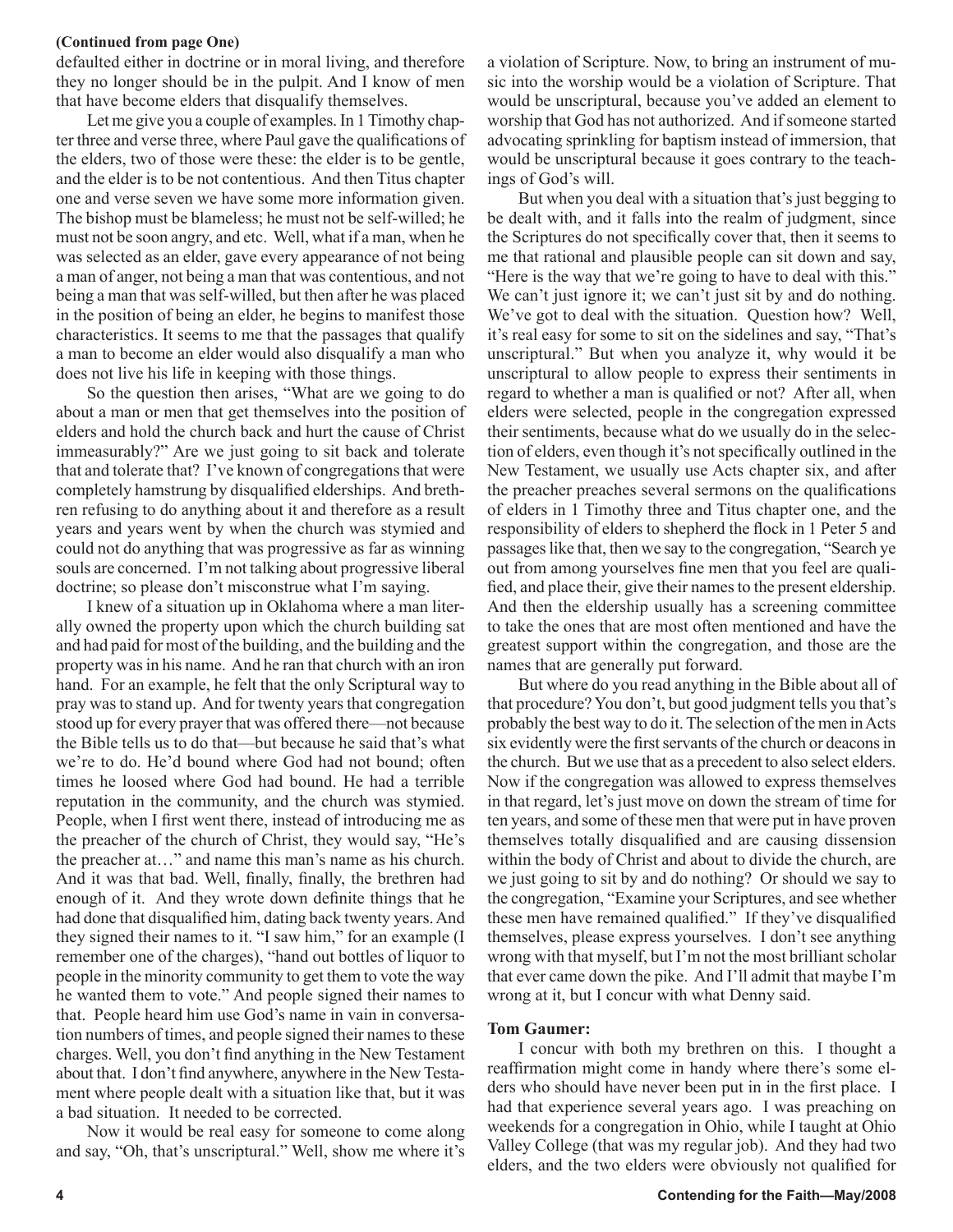**(Continued from page One)**

defaulted either in doctrine or in moral living, and therefore they no longer should be in the pulpit. And I know of men that have become elders that disqualify themselves.

Let me give you a couple of examples. In 1 Timothy chapter three and verse three, where Paul gave the qualifications of the elders, two of those were these: the elder is to be gentle, and the elder is to be not contentious. And then Titus chapter one and verse seven we have some more information given. The bishop must be blameless; he must not be self-willed; he must not be soon angry, and etc. Well, what if a man, when he was selected as an elder, gave every appearance of not being a man of anger, not being a man that was contentious, and not being a man that was self-willed, but then after he was placed in the position of being an elder, he begins to manifest those characteristics. It seems to me that the passages that qualify a man to become an elder would also disqualify a man who does not live his life in keeping with those things.

So the question then arises, "What are we going to do about a man or men that get themselves into the position of elders and hold the church back and hurt the cause of Christ immeasurably?" Are we just going to sit back and tolerate that and tolerate that? I've known of congregations that were completely hamstrung by disqualified elderships. And brethren refusing to do anything about it and therefore as a result years and years went by when the church was stymied and could not do anything that was progressive as far as winning souls are concerned. I'm not talking about progressive liberal doctrine; so please don't misconstrue what I'm saying.

I knew of a situation up in Oklahoma where a man literally owned the property upon which the church building sat and had paid for most of the building, and the building and the property was in his name. And he ran that church with an iron hand. For an example, he felt that the only Scriptural way to pray was to stand up. And for twenty years that congregation stood up for every prayer that was offered there—not because the Bible tells us to do that—but because he said that's what we're to do. He'd bound where God had not bound; often times he loosed where God had bound. He had a terrible reputation in the community, and the church was stymied. People, when I first went there, instead of introducing me as the preacher of the church of Christ, they would say, "He's the preacher at…" and name this man's name as his church. And it was that bad. Well, finally, finally, the brethren had enough of it. And they wrote down definite things that he had done that disqualified him, dating back twenty years. And they signed their names to it. "I saw him," for an example (I remember one of the charges), "hand out bottles of liquor to people in the minority community to get them to vote the way he wanted them to vote." And people signed their names to that. People heard him use God's name in vain in conversation numbers of times, and people signed their names to these charges. Well, you don't find anything in the New Testament about that. I don't find anywhere, anywhere in the New Testament where people dealt with a situation like that, but it was a bad situation. It needed to be corrected.

Now it would be real easy for someone to come along and say, "Oh, that's unscriptural." Well, show me where it's a violation of Scripture. Now, to bring an instrument of music into the worship would be a violation of Scripture. That would be unscriptural, because you've added an element to worship that God has not authorized. And if someone started advocating sprinkling for baptism instead of immersion, that would be unscriptural because it goes contrary to the teachings of God's will.

But when you deal with a situation that's just begging to be dealt with, and it falls into the realm of judgment, since the Scriptures do not specifically cover that, then it seems to me that rational and plausible people can sit down and say, "Here is the way that we're going to have to deal with this." We can't just ignore it; we can't just sit by and do nothing. We've got to deal with the situation. Question how? Well, it's real easy for some to sit on the sidelines and say, "That's unscriptural." But when you analyze it, why would it be unscriptural to allow people to express their sentiments in regard to whether a man is qualified or not? After all, when elders were selected, people in the congregation expressed their sentiments, because what do we usually do in the selection of elders, even though it's not specifically outlined in the New Testament, we usually use Acts chapter six, and after the preacher preaches several sermons on the qualifications of elders in 1 Timothy three and Titus chapter one, and the responsibility of elders to shepherd the flock in 1 Peter 5 and passages like that, then we say to the congregation, "Search ye out from among yourselves fine men that you feel are qualified, and place their, give their names to the present eldership. And then the eldership usually has a screening committee to take the ones that are most often mentioned and have the greatest support within the congregation, and those are the names that are generally put forward.

But where do you read anything in the Bible about all of that procedure? You don't, but good judgment tells you that's probably the best way to do it. The selection of the men in Acts six evidently were the first servants of the church or deacons in the church. But we use that as a precedent to also select elders. Now if the congregation was allowed to express themselves in that regard, let's just move on down the stream of time for ten years, and some of these men that were put in have proven themselves totally disqualified and are causing dissension within the body of Christ and about to divide the church, are we just going to sit by and do nothing? Or should we say to the congregation, "Examine your Scriptures, and see whether these men have remained qualified." If they've disqualified themselves, please express yourselves. I don't see anything wrong with that myself, but I'm not the most brilliant scholar that ever came down the pike. And I'll admit that maybe I'm wrong at it, but I concur with what Denny said.

**Tom Gaumer:**

I concur with both my brethren on this. I thought a reaffirmation might come in handy where there's some elders who should have never been put in in the first place. I had that experience several years ago. I was preaching on weekends for a congregation in Ohio, while I taught at Ohio Valley College (that was my regular job). And they had two elders, and the two elders were obviously not qualified for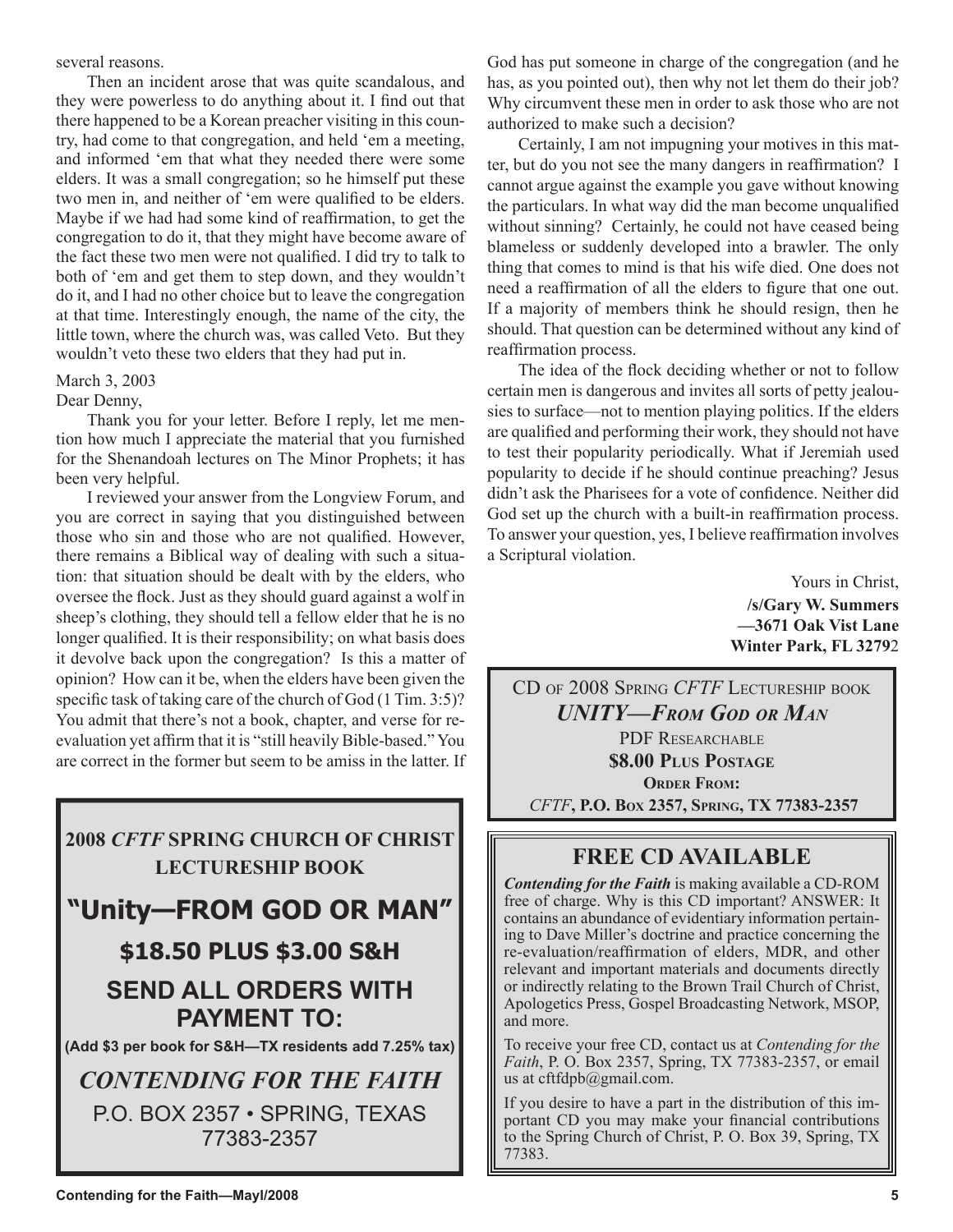several reasons.

Then an incident arose that was quite scandalous, and they were powerless to do anything about it. I find out that there happened to be a Korean preacher visiting in this country, had come to that congregation, and held 'em a meeting, and informed 'em that what they needed there were some elders. It was a small congregation; so he himself put these two men in, and neither of 'em were qualified to be elders. Maybe if we had had some kind of reaffirmation, to get the congregation to do it, that they might have become aware of the fact these two men were not qualified. I did try to talk to both of 'em and get them to step down, and they wouldn't do it, and I had no other choice but to leave the congregation at that time. Interestingly enough, the name of the city, the little town, where the church was, was called Veto. But they wouldn't veto these two elders that they had put in.

March 3, 2003

Dear Denny,

Thank you for your letter. Before I reply, let me mention how much I appreciate the material that you furnished for the Shenandoah lectures on The Minor Prophets; it has been very helpful.

I reviewed your answer from the Longview Forum, and you are correct in saying that you distinguished between those who sin and those who are not qualified. However, there remains a Biblical way of dealing with such a situation: that situation should be dealt with by the elders, who oversee the flock. Just as they should guard against a wolf in sheep's clothing, they should tell a fellow elder that he is no longer qualified. It is their responsibility; on what basis does it devolve back upon the congregation? Is this a matter of opinion? How can it be, when the elders have been given the specific task of taking care of the church of God (1 Tim. 3:5)? You admit that there's not a book, chapter, and verse for re-evaluation yet affirm that it is "still heavily Bible-based." You are correct in the former but seem to be amiss in the latter. If God has put someone in charge of the congregation (and he has, as you pointed out), then why not let them do their job? Why circumvent these men in order to ask those who are not authorized to make such a decision?

Certainly, I am not impugning your motives in this matter, but do you not see the many dangers in reaffirmation? I cannot argue against the example you gave without knowing the particulars. In what way did the man become unqualified without sinning? Certainly, he could not have ceased being blameless or suddenly developed into a brawler. The only thing that comes to mind is that his wife died. One does not need a reaffirmation of all the elders to figure that one out. If a majority of members think he should resign, then he should. That question can be determined without any kind of reaffirmation process.

The idea of the flock deciding whether or not to follow certain men is dangerous and invites all sorts of petty jealousies to surface—not to mention playing politics. If the elders are qualified and performing their work, they should not have to test their popularity periodically. What if Jeremiah used popularity to decide if he should continue preaching? Jesus didn't ask the Pharisees for a vote of confidence. Neither did God set up the church with a built-in reaffirmation process. To answer your question, yes, I believe reaffirmation involves a Scriptural violation.

Yours in Christ,

**/s/Gary W. Summers**
**—3671 Oak Vist Lane**
**Winter Park, FL 32792**

---

**2008 *CFTF* SPRING CHURCH OF CHRIST LECTURESHIP BOOK**

## "Unity—FROM GOD OR MAN"

**$18.50 PLUS $3.00 S&H**

**SEND ALL ORDERS WITH PAYMENT TO:**

**(Add $3 per book for S&H—TX residents add 7.25% tax)**

***CONTENDING FOR THE FAITH***

P.O. BOX 2357 • SPRING, TEXAS 77383-2357

---

CD OF 2008 SPRING *CFTF* LECTURESHIP BOOK

***UNITY—FROM GOD OR MAN***

PDF RESEARCHABLE

**$8.00 PLUS POSTAGE**

**ORDER FROM:**

***CFTF*, P.O. BOX 2357, SPRING, TX 77383-2357**

---

## FREE CD AVAILABLE

***Contending for the Faith*** is making available a CD-ROM free of charge. Why is this CD important? ANSWER: It contains an abundance of evidentiary information pertaining to Dave Miller's doctrine and practice concerning the re-evaluation/reaffirmation of elders, MDR, and other relevant and important materials and documents directly or indirectly relating to the Brown Trail Church of Christ, Apologetics Press, Gospel Broadcasting Network, MSOP, and more.

To receive your free CD, contact us at *Contending for the Faith*, P. O. Box 2357, Spring, TX 77383-2357, or email us at cftfdpb@gmail.com.

If you desire to have a part in the distribution of this important CD you may make your financial contributions to the Spring Church of Christ, P. O. Box 39, Spring, TX 77383.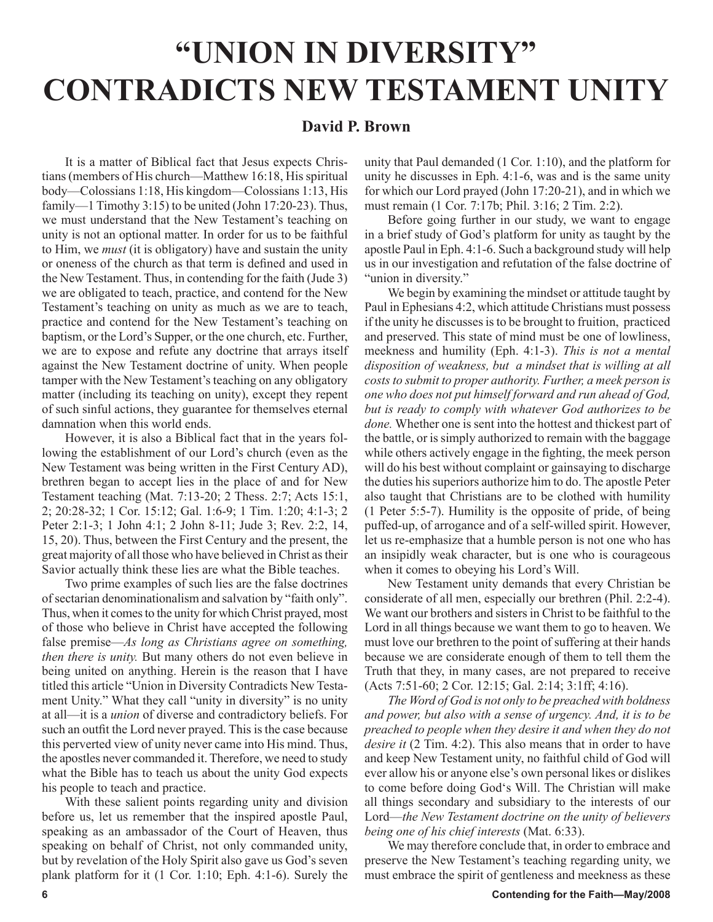# "UNION IN DIVERSITY" CONTRADICTS NEW TESTAMENT UNITY

**David P. Brown**

It is a matter of Biblical fact that Jesus expects Christians (members of His church—Matthew 16:18, His spiritual body—Colossians 1:18, His kingdom—Colossians 1:13, His family—1 Timothy 3:15) to be united (John 17:20-23). Thus, we must understand that the New Testament's teaching on unity is not an optional matter. In order for us to be faithful to Him, we *must* (it is obligatory) have and sustain the unity or oneness of the church as that term is defined and used in the New Testament. Thus, in contending for the faith (Jude 3) we are obligated to teach, practice, and contend for the New Testament's teaching on unity as much as we are to teach, practice and contend for the New Testament's teaching on baptism, or the Lord's Supper, or the one church, etc. Further, we are to expose and refute any doctrine that arrays itself against the New Testament doctrine of unity. When people tamper with the New Testament's teaching on any obligatory matter (including its teaching on unity), except they repent of such sinful actions, they guarantee for themselves eternal damnation when this world ends.

However, it is also a Biblical fact that in the years following the establishment of our Lord's church (even as the New Testament was being written in the First Century AD), brethren began to accept lies in the place of and for New Testament teaching (Mat. 7:13-20; 2 Thess. 2:7; Acts 15:1, 2; 20:28-32; 1 Cor. 15:12; Gal. 1:6-9; 1 Tim. 1:20; 4:1-3; 2 Peter 2:1-3; 1 John 4:1; 2 John 8-11; Jude 3; Rev. 2:2, 14, 15, 20). Thus, between the First Century and the present, the great majority of all those who have believed in Christ as their Savior actually think these lies are what the Bible teaches.

Two prime examples of such lies are the false doctrines of sectarian denominationalism and salvation by "faith only". Thus, when it comes to the unity for which Christ prayed, most of those who believe in Christ have accepted the following false premise—*As long as Christians agree on something, then there is unity.* But many others do not even believe in being united on anything. Herein is the reason that I have titled this article "Union in Diversity Contradicts New Testament Unity." What they call "unity in diversity" is no unity at all—it is a *union* of diverse and contradictory beliefs. For such an outfit the Lord never prayed. This is the case because this perverted view of unity never came into His mind. Thus, the apostles never commanded it. Therefore, we need to study what the Bible has to teach us about the unity God expects his people to teach and practice.

With these salient points regarding unity and division before us, let us remember that the inspired apostle Paul, speaking as an ambassador of the Court of Heaven, thus speaking on behalf of Christ, not only commanded unity, but by revelation of the Holy Spirit also gave us God's seven plank platform for it (1 Cor. 1:10; Eph. 4:1-6). Surely the unity that Paul demanded (1 Cor. 1:10), and the platform for unity he discusses in Eph. 4:1-6, was and is the same unity for which our Lord prayed (John 17:20-21), and in which we must remain (1 Cor. 7:17b; Phil. 3:16; 2 Tim. 2:2).

Before going further in our study, we want to engage in a brief study of God's platform for unity as taught by the apostle Paul in Eph. 4:1-6. Such a background study will help us in our investigation and refutation of the false doctrine of "union in diversity."

We begin by examining the mindset or attitude taught by Paul in Ephesians 4:2, which attitude Christians must possess if the unity he discusses is to be brought to fruition, practiced and preserved. This state of mind must be one of lowliness, meekness and humility (Eph. 4:1-3). *This is not a mental disposition of weakness, but a mindset that is willing at all costs to submit to proper authority. Further, a meek person is one who does not put himself forward and run ahead of God, but is ready to comply with whatever God authorizes to be done.* Whether one is sent into the hottest and thickest part of the battle, or is simply authorized to remain with the baggage while others actively engage in the fighting, the meek person will do his best without complaint or gainsaying to discharge the duties his superiors authorize him to do. The apostle Peter also taught that Christians are to be clothed with humility (1 Peter 5:5-7). Humility is the opposite of pride, of being puffed-up, of arrogance and of a self-willed spirit. However, let us re-emphasize that a humble person is not one who has an insipidly weak character, but is one who is courageous when it comes to obeying his Lord's Will.

New Testament unity demands that every Christian be considerate of all men, especially our brethren (Phil. 2:2-4). We want our brothers and sisters in Christ to be faithful to the Lord in all things because we want them to go to heaven. We must love our brethren to the point of suffering at their hands because we are considerate enough of them to tell them the Truth that they, in many cases, are not prepared to receive (Acts 7:51-60; 2 Cor. 12:15; Gal. 2:14; 3:1ff; 4:16).

*The Word of God is not only to be preached with boldness and power, but also with a sense of urgency. And, it is to be preached to people when they desire it and when they do not desire it* (2 Tim. 4:2). This also means that in order to have and keep New Testament unity, no faithful child of God will ever allow his or anyone else's own personal likes or dislikes to come before doing God's Will. The Christian will make all things secondary and subsidiary to the interests of our Lord—*the New Testament doctrine on the unity of believers being one of his chief interests* (Mat. 6:33).

We may therefore conclude that, in order to embrace and preserve the New Testament's teaching regarding unity, we must embrace the spirit of gentleness and meekness as these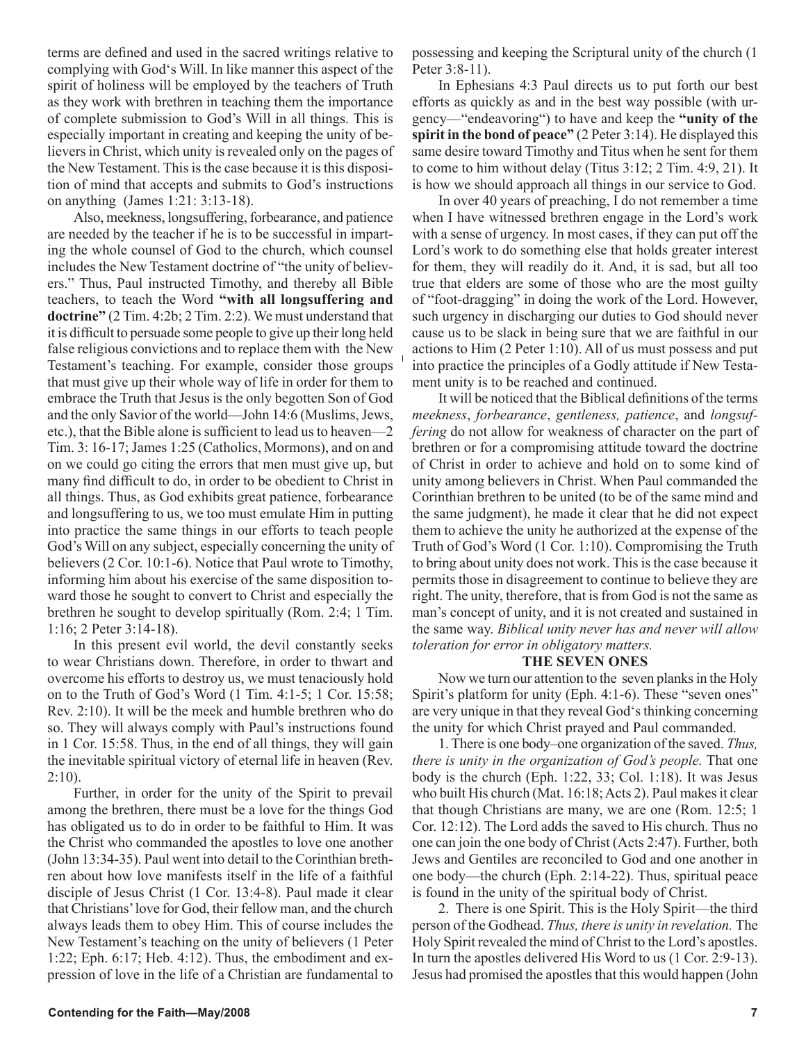terms are defined and used in the sacred writings relative to complying with God's Will. In like manner this aspect of the spirit of holiness will be employed by the teachers of Truth as they work with brethren in teaching them the importance of complete submission to God's Will in all things. This is especially important in creating and keeping the unity of believers in Christ, which unity is revealed only on the pages of the New Testament. This is the case because it is this disposition of mind that accepts and submits to God's instructions on anything (James 1:21: 3:13-18).

Also, meekness, longsuffering, forbearance, and patience are needed by the teacher if he is to be successful in imparting the whole counsel of God to the church, which counsel includes the New Testament doctrine of "the unity of believers." Thus, Paul instructed Timothy, and thereby all Bible teachers, to teach the Word **"with all longsuffering and doctrine"** (2 Tim. 4:2b; 2 Tim. 2:2). We must understand that it is difficult to persuade some people to give up their long held false religious convictions and to replace them with the New Testament's teaching. For example, consider those groups that must give up their whole way of life in order for them to embrace the Truth that Jesus is the only begotten Son of God and the only Savior of the world—John 14:6 (Muslims, Jews, etc.), that the Bible alone is sufficient to lead us to heaven—2 Tim. 3: 16-17; James 1:25 (Catholics, Mormons), and on and on we could go citing the errors that men must give up, but many find difficult to do, in order to be obedient to Christ in all things. Thus, as God exhibits great patience, forbearance and longsuffering to us, we too must emulate Him in putting into practice the same things in our efforts to teach people God's Will on any subject, especially concerning the unity of believers (2 Cor. 10:1-6). Notice that Paul wrote to Timothy, informing him about his exercise of the same disposition toward those he sought to convert to Christ and especially the brethren he sought to develop spiritually (Rom. 2:4; 1 Tim. 1:16; 2 Peter 3:14-18).

In this present evil world, the devil constantly seeks to wear Christians down. Therefore, in order to thwart and overcome his efforts to destroy us, we must tenaciously hold on to the Truth of God's Word (1 Tim. 4:1-5; 1 Cor. 15:58; Rev. 2:10). It will be the meek and humble brethren who do so. They will always comply with Paul's instructions found in 1 Cor. 15:58. Thus, in the end of all things, they will gain the inevitable spiritual victory of eternal life in heaven (Rev. 2:10).

Further, in order for the unity of the Spirit to prevail among the brethren, there must be a love for the things God has obligated us to do in order to be faithful to Him. It was the Christ who commanded the apostles to love one another (John 13:34-35). Paul went into detail to the Corinthian brethren about how love manifests itself in the life of a faithful disciple of Jesus Christ (1 Cor. 13:4-8). Paul made it clear that Christians' love for God, their fellow man, and the church always leads them to obey Him. This of course includes the New Testament's teaching on the unity of believers (1 Peter 1:22; Eph. 6:17; Heb. 4:12). Thus, the embodiment and expression of love in the life of a Christian are fundamental to possessing and keeping the Scriptural unity of the church (1 Peter 3:8-11).

In Ephesians 4:3 Paul directs us to put forth our best efforts as quickly as and in the best way possible (with urgency—"endeavoring") to have and keep the **"unity of the spirit in the bond of peace"** (2 Peter 3:14). He displayed this same desire toward Timothy and Titus when he sent for them to come to him without delay (Titus 3:12; 2 Tim. 4:9, 21). It is how we should approach all things in our service to God.

In over 40 years of preaching, I do not remember a time when I have witnessed brethren engage in the Lord's work with a sense of urgency. In most cases, if they can put off the Lord's work to do something else that holds greater interest for them, they will readily do it. And, it is sad, but all too true that elders are some of those who are the most guilty of "foot-dragging" in doing the work of the Lord. However, such urgency in discharging our duties to God should never cause us to be slack in being sure that we are faithful in our actions to Him (2 Peter 1:10). All of us must possess and put into practice the principles of a Godly attitude if New Testament unity is to be reached and continued.

It will be noticed that the Biblical definitions of the terms *meekness*, *forbearance*, *gentleness, patience*, and *longsuffering* do not allow for weakness of character on the part of brethren or for a compromising attitude toward the doctrine of Christ in order to achieve and hold on to some kind of unity among believers in Christ. When Paul commanded the Corinthian brethren to be united (to be of the same mind and the same judgment), he made it clear that he did not expect them to achieve the unity he authorized at the expense of the Truth of God's Word (1 Cor. 1:10). Compromising the Truth to bring about unity does not work. This is the case because it permits those in disagreement to continue to believe they are right. The unity, therefore, that is from God is not the same as man's concept of unity, and it is not created and sustained in the same way. *Biblical unity never has and never will allow toleration for error in obligatory matters.*

## THE SEVEN ONES

Now we turn our attention to the seven planks in the Holy Spirit's platform for unity (Eph. 4:1-6). These "seven ones" are very unique in that they reveal God's thinking concerning the unity for which Christ prayed and Paul commanded.

1. There is one body–one organization of the saved. *Thus, there is unity in the organization of God's people.* That one body is the church (Eph. 1:22, 33; Col. 1:18). It was Jesus who built His church (Mat. 16:18; Acts 2). Paul makes it clear that though Christians are many, we are one (Rom. 12:5; 1 Cor. 12:12). The Lord adds the saved to His church. Thus no one can join the one body of Christ (Acts 2:47). Further, both Jews and Gentiles are reconciled to God and one another in one body—the church (Eph. 2:14-22). Thus, spiritual peace is found in the unity of the spiritual body of Christ.

2. There is one Spirit. This is the Holy Spirit—the third person of the Godhead. *Thus, there is unity in revelation.* The Holy Spirit revealed the mind of Christ to the Lord's apostles. In turn the apostles delivered His Word to us (1 Cor. 2:9-13). Jesus had promised the apostles that this would happen (John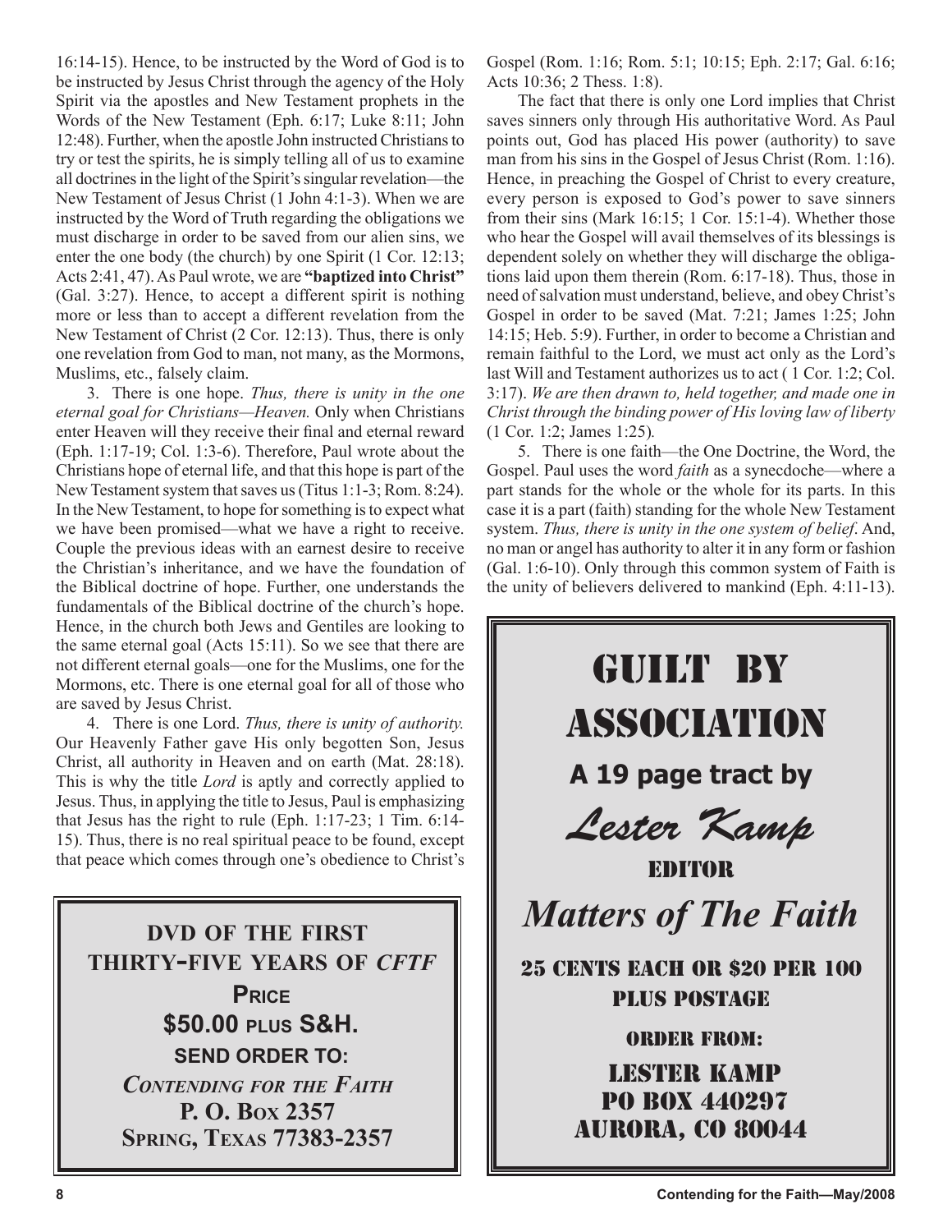16:14-15). Hence, to be instructed by the Word of God is to be instructed by Jesus Christ through the agency of the Holy Spirit via the apostles and New Testament prophets in the Words of the New Testament (Eph. 6:17; Luke 8:11; John 12:48). Further, when the apostle John instructed Christians to try or test the spirits, he is simply telling all of us to examine all doctrines in the light of the Spirit's singular revelation—the New Testament of Jesus Christ (1 John 4:1-3). When we are instructed by the Word of Truth regarding the obligations we must discharge in order to be saved from our alien sins, we enter the one body (the church) by one Spirit (1 Cor. 12:13; Acts 2:41, 47). As Paul wrote, we are **"baptized into Christ"** (Gal. 3:27). Hence, to accept a different spirit is nothing more or less than to accept a different revelation from the New Testament of Christ (2 Cor. 12:13). Thus, there is only one revelation from God to man, not many, as the Mormons, Muslims, etc., falsely claim.

3. There is one hope. *Thus, there is unity in the one eternal goal for Christians—Heaven.* Only when Christians enter Heaven will they receive their final and eternal reward (Eph. 1:17-19; Col. 1:3-6). Therefore, Paul wrote about the Christians hope of eternal life, and that this hope is part of the New Testament system that saves us (Titus 1:1-3; Rom. 8:24). In the New Testament, to hope for something is to expect what we have been promised—what we have a right to receive. Couple the previous ideas with an earnest desire to receive the Christian's inheritance, and we have the foundation of the Biblical doctrine of hope. Further, one understands the fundamentals of the Biblical doctrine of the church's hope. Hence, in the church both Jews and Gentiles are looking to the same eternal goal (Acts 15:11). So we see that there are not different eternal goals—one for the Muslims, one for the Mormons, etc. There is one eternal goal for all of those who are saved by Jesus Christ.

4. There is one Lord. *Thus, there is unity of authority.* Our Heavenly Father gave His only begotten Son, Jesus Christ, all authority in Heaven and on earth (Mat. 28:18). This is why the title *Lord* is aptly and correctly applied to Jesus. Thus, in applying the title to Jesus, Paul is emphasizing that Jesus has the right to rule (Eph. 1:17-23; 1 Tim. 6:14-15). Thus, there is no real spiritual peace to be found, except that peace which comes through one's obedience to Christ's Gospel (Rom. 1:16; Rom. 5:1; 10:15; Eph. 2:17; Gal. 6:16; Acts 10:36; 2 Thess. 1:8).

The fact that there is only one Lord implies that Christ saves sinners only through His authoritative Word. As Paul points out, God has placed His power (authority) to save man from his sins in the Gospel of Jesus Christ (Rom. 1:16). Hence, in preaching the Gospel of Christ to every creature, every person is exposed to God's power to save sinners from their sins (Mark 16:15; 1 Cor. 15:1-4). Whether those who hear the Gospel will avail themselves of its blessings is dependent solely on whether they will discharge the obligations laid upon them therein (Rom. 6:17-18). Thus, those in need of salvation must understand, believe, and obey Christ's Gospel in order to be saved (Mat. 7:21; James 1:25; John 14:15; Heb. 5:9). Further, in order to become a Christian and remain faithful to the Lord, we must act only as the Lord's last Will and Testament authorizes us to act ( 1 Cor. 1:2; Col. 3:17). *We are then drawn to, held together, and made one in Christ through the binding power of His loving law of liberty* (1 Cor. 1:2; James 1:25).

5. There is one faith—the One Doctrine, the Word, the Gospel. Paul uses the word *faith* as a synecdoche—where a part stands for the whole or the whole for its parts. In this case it is a part (faith) standing for the whole New Testament system. *Thus, there is unity in the one system of belief*. And, no man or angel has authority to alter it in any form or fashion (Gal. 1:6-10). Only through this common system of Faith is the unity of believers delivered to mankind (Eph. 4:11-13).

**DVD OF THE FIRST THIRTY-FIVE YEARS OF *CFTF***

**PRICE**
**$50.00 PLUS S&H.**

**SEND ORDER TO:**
***CONTENDING FOR THE FAITH***
**P. O. BOX 2357**
**SPRING, TEXAS 77383-2357**

**GUILT BY ASSOCIATION**

**A 19 page tract by**

***Lester Kamp***

**EDITOR**

***Matters of The Faith***

**25 CENTS EACH OR $20 PER 100 PLUS POSTAGE**

**ORDER FROM:**
**LESTER KAMP**
**PO BOX 440297**
**AURORA, CO 80044**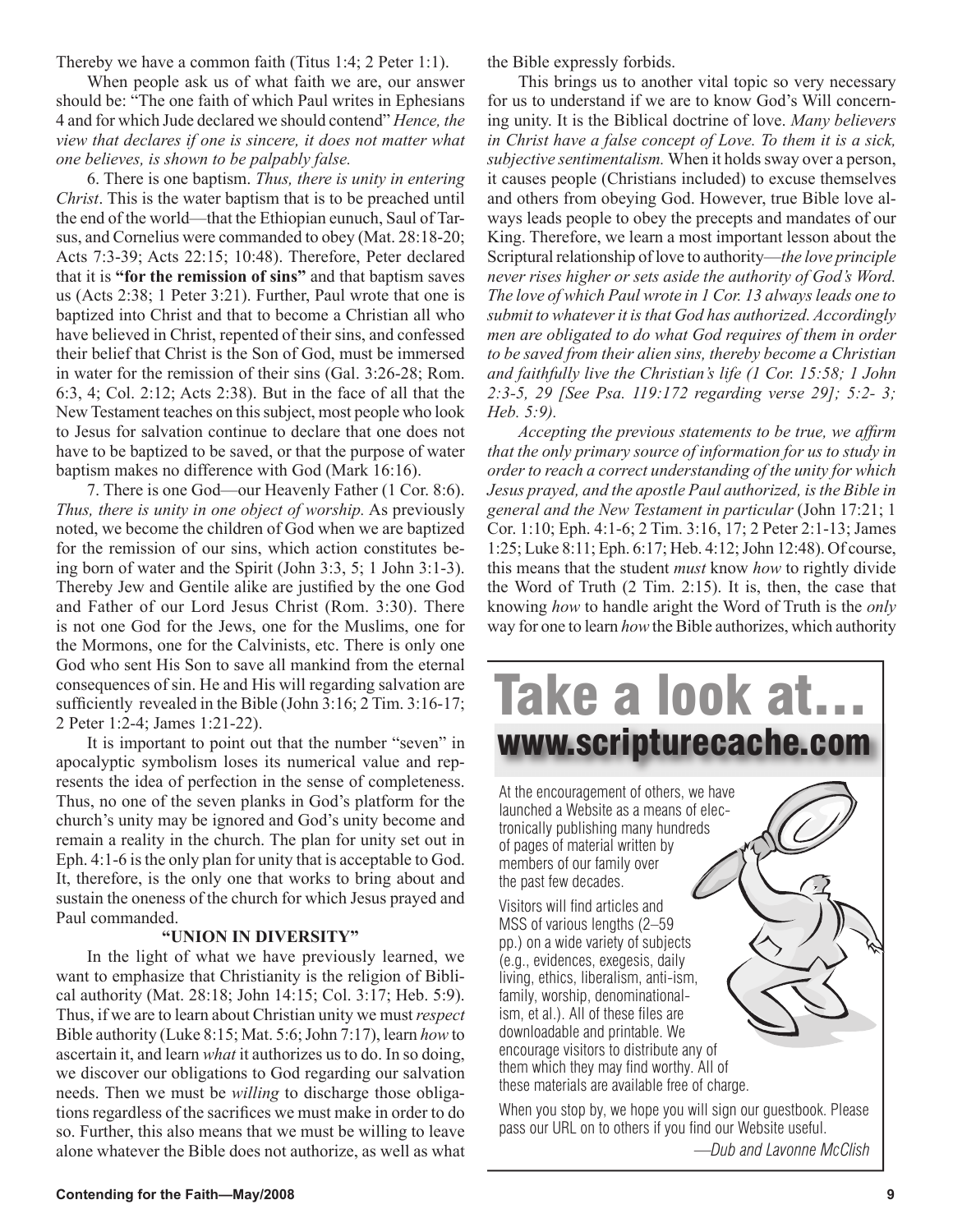Thereby we have a common faith (Titus 1:4; 2 Peter 1:1).

When people ask us of what faith we are, our answer should be: "The one faith of which Paul writes in Ephesians 4 and for which Jude declared we should contend" *Hence, the view that declares if one is sincere, it does not matter what one believes, is shown to be palpably false.*

6. There is one baptism. *Thus, there is unity in entering Christ*. This is the water baptism that is to be preached until the end of the world—that the Ethiopian eunuch, Saul of Tarsus, and Cornelius were commanded to obey (Mat. 28:18-20; Acts 7:3-39; Acts 22:15; 10:48). Therefore, Peter declared that it is **"for the remission of sins"** and that baptism saves us (Acts 2:38; 1 Peter 3:21). Further, Paul wrote that one is baptized into Christ and that to become a Christian all who have believed in Christ, repented of their sins, and confessed their belief that Christ is the Son of God, must be immersed in water for the remission of their sins (Gal. 3:26-28; Rom. 6:3, 4; Col. 2:12; Acts 2:38). But in the face of all that the New Testament teaches on this subject, most people who look to Jesus for salvation continue to declare that one does not have to be baptized to be saved, or that the purpose of water baptism makes no difference with God (Mark 16:16).

7. There is one God—our Heavenly Father (1 Cor. 8:6). *Thus, there is unity in one object of worship.* As previously noted, we become the children of God when we are baptized for the remission of our sins, which action constitutes being born of water and the Spirit (John 3:3, 5; 1 John 3:1-3). Thereby Jew and Gentile alike are justified by the one God and Father of our Lord Jesus Christ (Rom. 3:30). There is not one God for the Jews, one for the Muslims, one for the Mormons, one for the Calvinists, etc. There is only one God who sent His Son to save all mankind from the eternal consequences of sin. He and His will regarding salvation are sufficiently revealed in the Bible (John 3:16; 2 Tim. 3:16-17; 2 Peter 1:2-4; James 1:21-22).

It is important to point out that the number "seven" in apocalyptic symbolism loses its numerical value and represents the idea of perfection in the sense of completeness. Thus, no one of the seven planks in God's platform for the church's unity may be ignored and God's unity become and remain a reality in the church. The plan for unity set out in Eph. 4:1-6 is the only plan for unity that is acceptable to God. It, therefore, is the only one that works to bring about and sustain the oneness of the church for which Jesus prayed and Paul commanded.

### "UNION IN DIVERSITY"

In the light of what we have previously learned, we want to emphasize that Christianity is the religion of Biblical authority (Mat. 28:18; John 14:15; Col. 3:17; Heb. 5:9). Thus, if we are to learn about Christian unity we must *respect* Bible authority (Luke 8:15; Mat. 5:6; John 7:17), learn *how* to ascertain it, and learn *what* it authorizes us to do. In so doing, we discover our obligations to God regarding our salvation needs. Then we must be *willing* to discharge those obligations regardless of the sacrifices we must make in order to do so. Further, this also means that we must be willing to leave alone whatever the Bible does not authorize, as well as what the Bible expressly forbids.

This brings us to another vital topic so very necessary for us to understand if we are to know God's Will concerning unity. It is the Biblical doctrine of love. *Many believers in Christ have a false concept of Love. To them it is a sick, subjective sentimentalism.* When it holds sway over a person, it causes people (Christians included) to excuse themselves and others from obeying God. However, true Bible love always leads people to obey the precepts and mandates of our King. Therefore, we learn a most important lesson about the Scriptural relationship of love to authority—*the love principle never rises higher or sets aside the authority of God's Word. The love of which Paul wrote in 1 Cor. 13 always leads one to submit to whatever it is that God has authorized. Accordingly men are obligated to do what God requires of them in order to be saved from their alien sins, thereby become a Christian and faithfully live the Christian's life (1 Cor. 15:58; 1 John 2:3-5, 29 [See Psa. 119:172 regarding verse 29]; 5:2- 3; Heb. 5:9).*

*Accepting the previous statements to be true, we affirm that the only primary source of information for us to study in order to reach a correct understanding of the unity for which Jesus prayed, and the apostle Paul authorized, is the Bible in general and the New Testament in particular* (John 17:21; 1 Cor. 1:10; Eph. 4:1-6; 2 Tim. 3:16, 17; 2 Peter 2:1-13; James 1:25; Luke 8:11; Eph. 6:17; Heb. 4:12; John 12:48). Of course, this means that the student *must* know *how* to rightly divide the Word of Truth (2 Tim. 2:15). It is, then, the case that knowing *how* to handle aright the Word of Truth is the *only* way for one to learn *how* the Bible authorizes, which authority

---

## Take a look at...
## www.scripturecache.com

At the encouragement of others, we have launched a Website as a means of electronically publishing many hundreds of pages of material written by members of our family over the past few decades.

Visitors will find articles and MSS of various lengths (2–59 pp.) on a wide variety of subjects (e.g., evidences, exegesis, daily living, ethics, liberalism, anti-ism, family, worship, denominationalism, et al.). All of these files are downloadable and printable. We encourage visitors to distribute any of them which they may find worthy. All of these materials are available free of charge.

When you stop by, we hope you will sign our guestbook. Please pass our URL on to others if you find our Website useful.

*—Dub and Lavonne McClish*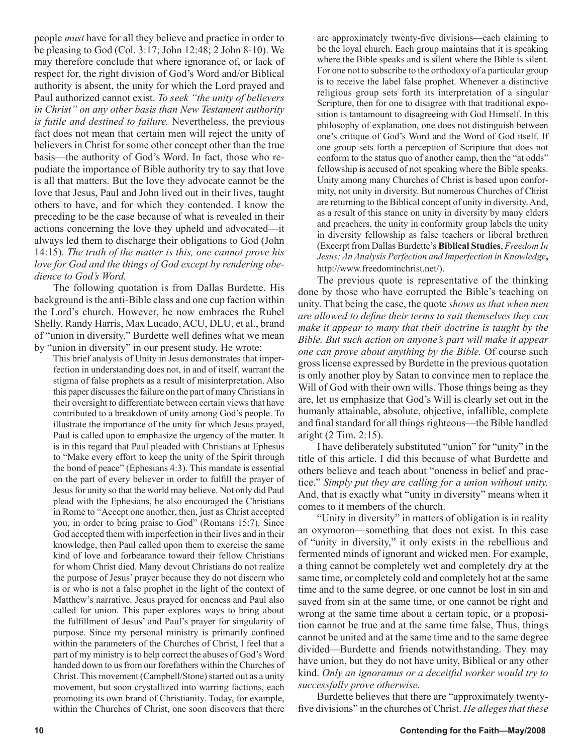people *must* have for all they believe and practice in order to be pleasing to God (Col. 3:17; John 12:48; 2 John 8-10). We may therefore conclude that where ignorance of, or lack of respect for, the right division of God's Word and/or Biblical authority is absent, the unity for which the Lord prayed and Paul authorized cannot exist. *To seek "the unity of believers in Christ" on any other basis than New Testament authority is futile and destined to failure.* Nevertheless, the previous fact does not mean that certain men will reject the unity of believers in Christ for some other concept other than the true basis—the authority of God's Word. In fact, those who repudiate the importance of Bible authority try to say that love is all that matters. But the love they advocate cannot be the love that Jesus, Paul and John lived out in their lives, taught others to have, and for which they contended. I know the preceding to be the case because of what is revealed in their actions concerning the love they upheld and advocated—it always led them to discharge their obligations to God (John 14:15). *The truth of the matter is this, one cannot prove his love for God and the things of God except by rendering obedience to God's Word.*

The following quotation is from Dallas Burdette. His background is the anti-Bible class and one cup faction within the Lord's church. However, he now embraces the Rubel Shelly, Randy Harris, Max Lucado, ACU, DLU, et al., brand of "union in diversity." Burdette well defines what we mean by "union in diversity" in our present study. He wrote:

> This brief analysis of Unity in Jesus demonstrates that imperfection in understanding does not, in and of itself, warrant the stigma of false prophets as a result of misinterpretation. Also this paper discusses the failure on the part of many Christians in their oversight to differentiate between certain views that have contributed to a breakdown of unity among God's people. To illustrate the importance of the unity for which Jesus prayed, Paul is called upon to emphasize the urgency of the matter. It is in this regard that Paul pleaded with Christians at Ephesus to "Make every effort to keep the unity of the Spirit through the bond of peace" (Ephesians 4:3). This mandate is essential on the part of every believer in order to fulfill the prayer of Jesus for unity so that the world may believe. Not only did Paul plead with the Ephesians, he also encouraged the Christians in Rome to "Accept one another, then, just as Christ accepted you, in order to bring praise to God" (Romans 15:7). Since God accepted them with imperfection in their lives and in their knowledge, then Paul called upon them to exercise the same kind of love and forbearance toward their fellow Christians for whom Christ died. Many devout Christians do not realize the purpose of Jesus' prayer because they do not discern who is or who is not a false prophet in the light of the context of Matthew's narrative. Jesus prayed for oneness and Paul also called for union. This paper explores ways to bring about the fulfillment of Jesus' and Paul's prayer for singularity of purpose. Since my personal ministry is primarily confined within the parameters of the Churches of Christ, I feel that a part of my ministry is to help correct the abuses of God's Word handed down to us from our forefathers within the Churches of Christ. This movement (Campbell/Stone) started out as a unity movement, but soon crystallized into warring factions, each promoting its own brand of Christianity. Today, for example, within the Churches of Christ, one soon discovers that there are approximately twenty-five divisions—each claiming to be the loyal church. Each group maintains that it is speaking where the Bible speaks and is silent where the Bible is silent. For one not to subscribe to the orthodoxy of a particular group is to receive the label false prophet. Whenever a distinctive religious group sets forth its interpretation of a singular Scripture, then for one to disagree with that traditional exposition is tantamount to disagreeing with God Himself. In this philosophy of explanation, one does not distinguish between one's critique of God's Word and the Word of God itself. If one group sets forth a perception of Scripture that does not conform to the status quo of another camp, then the "at odds" fellowship is accused of not speaking where the Bible speaks. Unity among many Churches of Christ is based upon conformity, not unity in diversity. But numerous Churches of Christ are returning to the Biblical concept of unity in diversity. And, as a result of this stance on unity in diversity by many elders and preachers, the unity in conformity group labels the unity in diversity fellowship as false teachers or liberal brethren (Excerpt from Dallas Burdette's **Biblical Studies**, *Freedom In Jesus: An Analysis Perfection and Imperfection in Knowledge*, http://www.freedominchrist.net/).

The previous quote is representative of the thinking done by those who have corrupted the Bible's teaching on unity. That being the case, the quote *shows us that when men are allowed to define their terms to suit themselves they can make it appear to many that their doctrine is taught by the Bible. But such action on anyone's part will make it appear one can prove about anything by the Bible.* Of course such gross license expressed by Burdette in the previous quotation is only another ploy by Satan to convince men to replace the Will of God with their own wills. Those things being as they are, let us emphasize that God's Will is clearly set out in the humanly attainable, absolute, objective, infallible, complete and final standard for all things righteous—the Bible handled aright (2 Tim. 2:15).

I have deliberately substituted "union" for "unity" in the title of this article. I did this because of what Burdette and others believe and teach about "oneness in belief and practice." *Simply put they are calling for a union without unity.* And, that is exactly what "unity in diversity" means when it comes to it members of the church.

"Unity in diversity" in matters of obligation is in reality an oxymoron—something that does not exist. In this case of "unity in diversity," it only exists in the rebellious and fermented minds of ignorant and wicked men. For example, a thing cannot be completely wet and completely dry at the same time, or completely cold and completely hot at the same time and to the same degree, or one cannot be lost in sin and saved from sin at the same time, or one cannot be right and wrong at the same time about a certain topic, or a proposition cannot be true and at the same time false, Thus, things cannot be united and at the same time and to the same degree divided—Burdette and friends notwithstanding. They may have union, but they do not have unity, Biblical or any other kind. *Only an ignoramus or a deceitful worker would try to successfully prove otherwise.*

Burdette believes that there are "approximately twenty-five divisions" in the churches of Christ. *He alleges that these*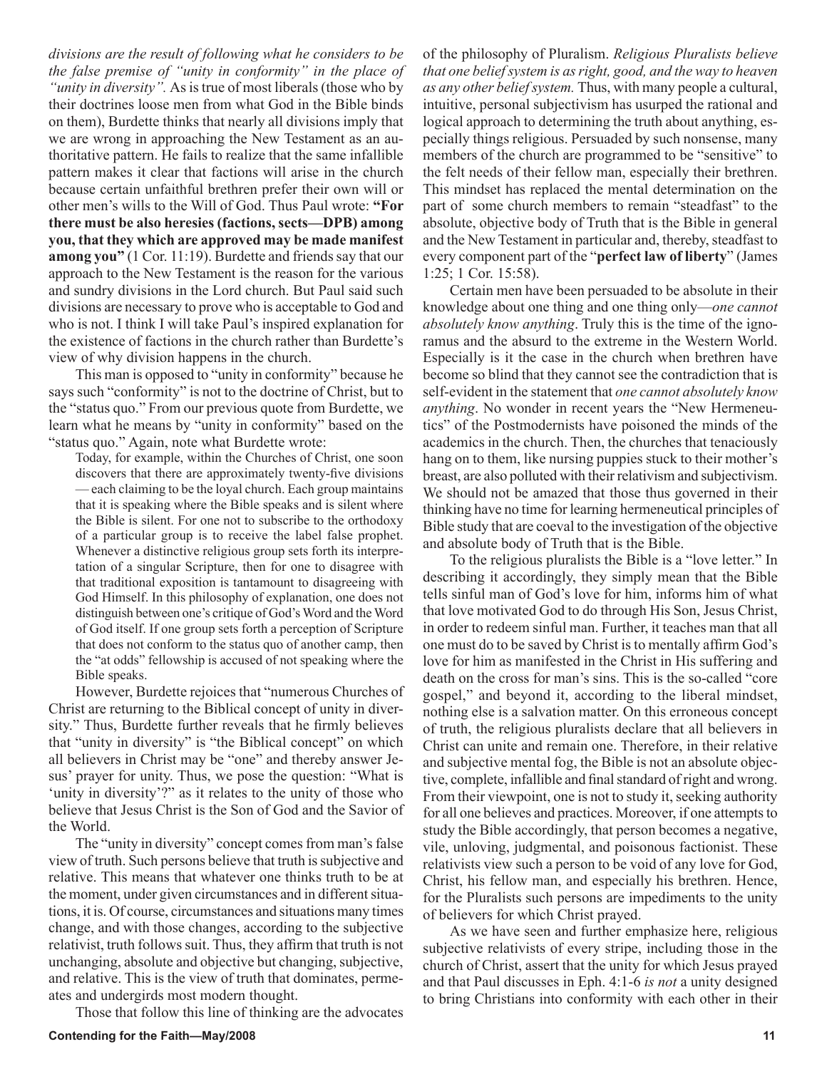*divisions are the result of following what he considers to be the false premise of "unity in conformity" in the place of "unity in diversity".* As is true of most liberals (those who by their doctrines loose men from what God in the Bible binds on them), Burdette thinks that nearly all divisions imply that we are wrong in approaching the New Testament as an authoritative pattern. He fails to realize that the same infallible pattern makes it clear that factions will arise in the church because certain unfaithful brethren prefer their own will or other men's wills to the Will of God. Thus Paul wrote: **"For there must be also heresies (factions, sects—DPB) among you, that they which are approved may be made manifest among you"** (1 Cor. 11:19). Burdette and friends say that our approach to the New Testament is the reason for the various and sundry divisions in the Lord church. But Paul said such divisions are necessary to prove who is acceptable to God and who is not. I think I will take Paul's inspired explanation for the existence of factions in the church rather than Burdette's view of why division happens in the church.

This man is opposed to "unity in conformity" because he says such "conformity" is not to the doctrine of Christ, but to the "status quo." From our previous quote from Burdette, we learn what he means by "unity in conformity" based on the "status quo." Again, note what Burdette wrote:

> Today, for example, within the Churches of Christ, one soon discovers that there are approximately twenty-five divisions — each claiming to be the loyal church. Each group maintains that it is speaking where the Bible speaks and is silent where the Bible is silent. For one not to subscribe to the orthodoxy of a particular group is to receive the label false prophet. Whenever a distinctive religious group sets forth its interpretation of a singular Scripture, then for one to disagree with that traditional exposition is tantamount to disagreeing with God Himself. In this philosophy of explanation, one does not distinguish between one's critique of God's Word and the Word of God itself. If one group sets forth a perception of Scripture that does not conform to the status quo of another camp, then the "at odds" fellowship is accused of not speaking where the Bible speaks.

However, Burdette rejoices that "numerous Churches of Christ are returning to the Biblical concept of unity in diversity." Thus, Burdette further reveals that he firmly believes that "unity in diversity" is "the Biblical concept" on which all believers in Christ may be "one" and thereby answer Jesus' prayer for unity. Thus, we pose the question: "What is 'unity in diversity'?" as it relates to the unity of those who believe that Jesus Christ is the Son of God and the Savior of the World.

The "unity in diversity" concept comes from man's false view of truth. Such persons believe that truth is subjective and relative. This means that whatever one thinks truth to be at the moment, under given circumstances and in different situations, it is. Of course, circumstances and situations many times change, and with those changes, according to the subjective relativist, truth follows suit. Thus, they affirm that truth is not unchanging, absolute and objective but changing, subjective, and relative. This is the view of truth that dominates, permeates and undergirds most modern thought.

Those that follow this line of thinking are the advocates of the philosophy of Pluralism. *Religious Pluralists believe that one belief system is as right, good, and the way to heaven as any other belief system.* Thus, with many people a cultural, intuitive, personal subjectivism has usurped the rational and logical approach to determining the truth about anything, especially things religious. Persuaded by such nonsense, many members of the church are programmed to be "sensitive" to the felt needs of their fellow man, especially their brethren. This mindset has replaced the mental determination on the part of some church members to remain "steadfast" to the absolute, objective body of Truth that is the Bible in general and the New Testament in particular and, thereby, steadfast to every component part of the "**perfect law of liberty**" (James 1:25; 1 Cor. 15:58).

Certain men have been persuaded to be absolute in their knowledge about one thing and one thing only—*one cannot absolutely know anything*. Truly this is the time of the ignoramus and the absurd to the extreme in the Western World. Especially is it the case in the church when brethren have become so blind that they cannot see the contradiction that is self-evident in the statement that *one cannot absolutely know anything*. No wonder in recent years the "New Hermeneutics" of the Postmodernists have poisoned the minds of the academics in the church. Then, the churches that tenaciously hang on to them, like nursing puppies stuck to their mother's breast, are also polluted with their relativism and subjectivism. We should not be amazed that those thus governed in their thinking have no time for learning hermeneutical principles of Bible study that are coeval to the investigation of the objective and absolute body of Truth that is the Bible.

To the religious pluralists the Bible is a "love letter." In describing it accordingly, they simply mean that the Bible tells sinful man of God's love for him, informs him of what that love motivated God to do through His Son, Jesus Christ, in order to redeem sinful man. Further, it teaches man that all one must do to be saved by Christ is to mentally affirm God's love for him as manifested in the Christ in His suffering and death on the cross for man's sins. This is the so-called "core gospel," and beyond it, according to the liberal mindset, nothing else is a salvation matter. On this erroneous concept of truth, the religious pluralists declare that all believers in Christ can unite and remain one. Therefore, in their relative and subjective mental fog, the Bible is not an absolute objective, complete, infallible and final standard of right and wrong. From their viewpoint, one is not to study it, seeking authority for all one believes and practices. Moreover, if one attempts to study the Bible accordingly, that person becomes a negative, vile, unloving, judgmental, and poisonous factionist. These relativists view such a person to be void of any love for God, Christ, his fellow man, and especially his brethren. Hence, for the Pluralists such persons are impediments to the unity of believers for which Christ prayed.

As we have seen and further emphasize here, religious subjective relativists of every stripe, including those in the church of Christ, assert that the unity for which Jesus prayed and that Paul discusses in Eph. 4:1-6 *is not* a unity designed to bring Christians into conformity with each other in their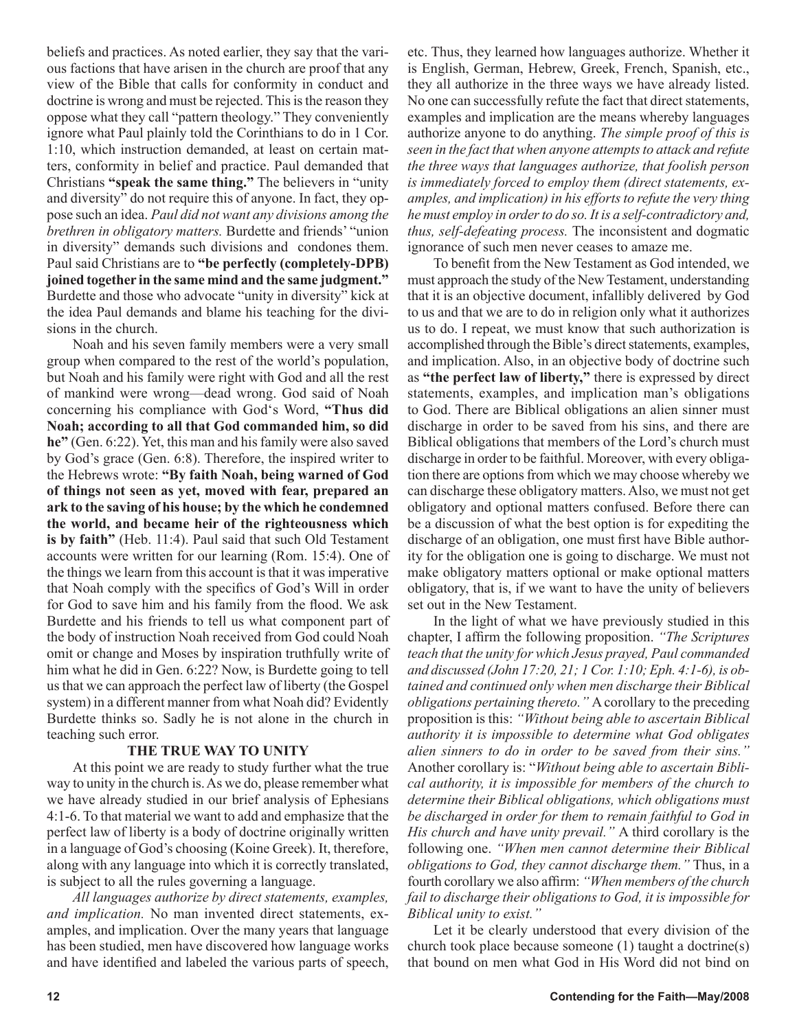beliefs and practices. As noted earlier, they say that the various factions that have arisen in the church are proof that any view of the Bible that calls for conformity in conduct and doctrine is wrong and must be rejected. This is the reason they oppose what they call "pattern theology." They conveniently ignore what Paul plainly told the Corinthians to do in 1 Cor. 1:10, which instruction demanded, at least on certain matters, conformity in belief and practice. Paul demanded that Christians **"speak the same thing."** The believers in "unity and diversity" do not require this of anyone. In fact, they oppose such an idea. *Paul did not want any divisions among the brethren in obligatory matters.* Burdette and friends' "union in diversity" demands such divisions and condones them. Paul said Christians are to **"be perfectly (completely-DPB) joined together in the same mind and the same judgment."** Burdette and those who advocate "unity in diversity" kick at the idea Paul demands and blame his teaching for the divisions in the church.

Noah and his seven family members were a very small group when compared to the rest of the world's population, but Noah and his family were right with God and all the rest of mankind were wrong—dead wrong. God said of Noah concerning his compliance with God's Word, **"Thus did Noah; according to all that God commanded him, so did he"** (Gen. 6:22). Yet, this man and his family were also saved by God's grace (Gen. 6:8). Therefore, the inspired writer to the Hebrews wrote: **"By faith Noah, being warned of God of things not seen as yet, moved with fear, prepared an ark to the saving of his house; by the which he condemned the world, and became heir of the righteousness which is by faith"** (Heb. 11:4). Paul said that such Old Testament accounts were written for our learning (Rom. 15:4). One of the things we learn from this account is that it was imperative that Noah comply with the specifics of God's Will in order for God to save him and his family from the flood. We ask Burdette and his friends to tell us what component part of the body of instruction Noah received from God could Noah omit or change and Moses by inspiration truthfully write of him what he did in Gen. 6:22? Now, is Burdette going to tell us that we can approach the perfect law of liberty (the Gospel system) in a different manner from what Noah did? Evidently Burdette thinks so. Sadly he is not alone in the church in teaching such error.

**THE TRUE WAY TO UNITY**

At this point we are ready to study further what the true way to unity in the church is. As we do, please remember what we have already studied in our brief analysis of Ephesians 4:1-6. To that material we want to add and emphasize that the perfect law of liberty is a body of doctrine originally written in a language of God's choosing (Koine Greek). It, therefore, along with any language into which it is correctly translated, is subject to all the rules governing a language.

*All languages authorize by direct statements, examples, and implication.* No man invented direct statements, examples, and implication. Over the many years that language has been studied, men have discovered how language works and have identified and labeled the various parts of speech, etc. Thus, they learned how languages authorize. Whether it is English, German, Hebrew, Greek, French, Spanish, etc., they all authorize in the three ways we have already listed. No one can successfully refute the fact that direct statements, examples and implication are the means whereby languages authorize anyone to do anything. *The simple proof of this is seen in the fact that when anyone attempts to attack and refute the three ways that languages authorize, that foolish person is immediately forced to employ them (direct statements, examples, and implication) in his efforts to refute the very thing he must employ in order to do so. It is a self-contradictory and, thus, self-defeating process.* The inconsistent and dogmatic ignorance of such men never ceases to amaze me.

To benefit from the New Testament as God intended, we must approach the study of the New Testament, understanding that it is an objective document, infallibly delivered by God to us and that we are to do in religion only what it authorizes us to do. I repeat, we must know that such authorization is accomplished through the Bible's direct statements, examples, and implication. Also, in an objective body of doctrine such as **"the perfect law of liberty,"** there is expressed by direct statements, examples, and implication man's obligations to God. There are Biblical obligations an alien sinner must discharge in order to be saved from his sins, and there are Biblical obligations that members of the Lord's church must discharge in order to be faithful. Moreover, with every obligation there are options from which we may choose whereby we can discharge these obligatory matters. Also, we must not get obligatory and optional matters confused. Before there can be a discussion of what the best option is for expediting the discharge of an obligation, one must first have Bible authority for the obligation one is going to discharge. We must not make obligatory matters optional or make optional matters obligatory, that is, if we want to have the unity of believers set out in the New Testament.

In the light of what we have previously studied in this chapter, I affirm the following proposition. *"The Scriptures teach that the unity for which Jesus prayed, Paul commanded and discussed (John 17:20, 21; 1 Cor. 1:10; Eph. 4:1-6), is obtained and continued only when men discharge their Biblical obligations pertaining thereto."* A corollary to the preceding proposition is this: *"Without being able to ascertain Biblical authority it is impossible to determine what God obligates alien sinners to do in order to be saved from their sins."* Another corollary is: "*Without being able to ascertain Biblical authority, it is impossible for members of the church to determine their Biblical obligations, which obligations must be discharged in order for them to remain faithful to God in His church and have unity prevail."* A third corollary is the following one. *"When men cannot determine their Biblical obligations to God, they cannot discharge them."* Thus, in a fourth corollary we also affirm: *"When members of the church fail to discharge their obligations to God, it is impossible for Biblical unity to exist."*

Let it be clearly understood that every division of the church took place because someone (1) taught a doctrine(s) that bound on men what God in His Word did not bind on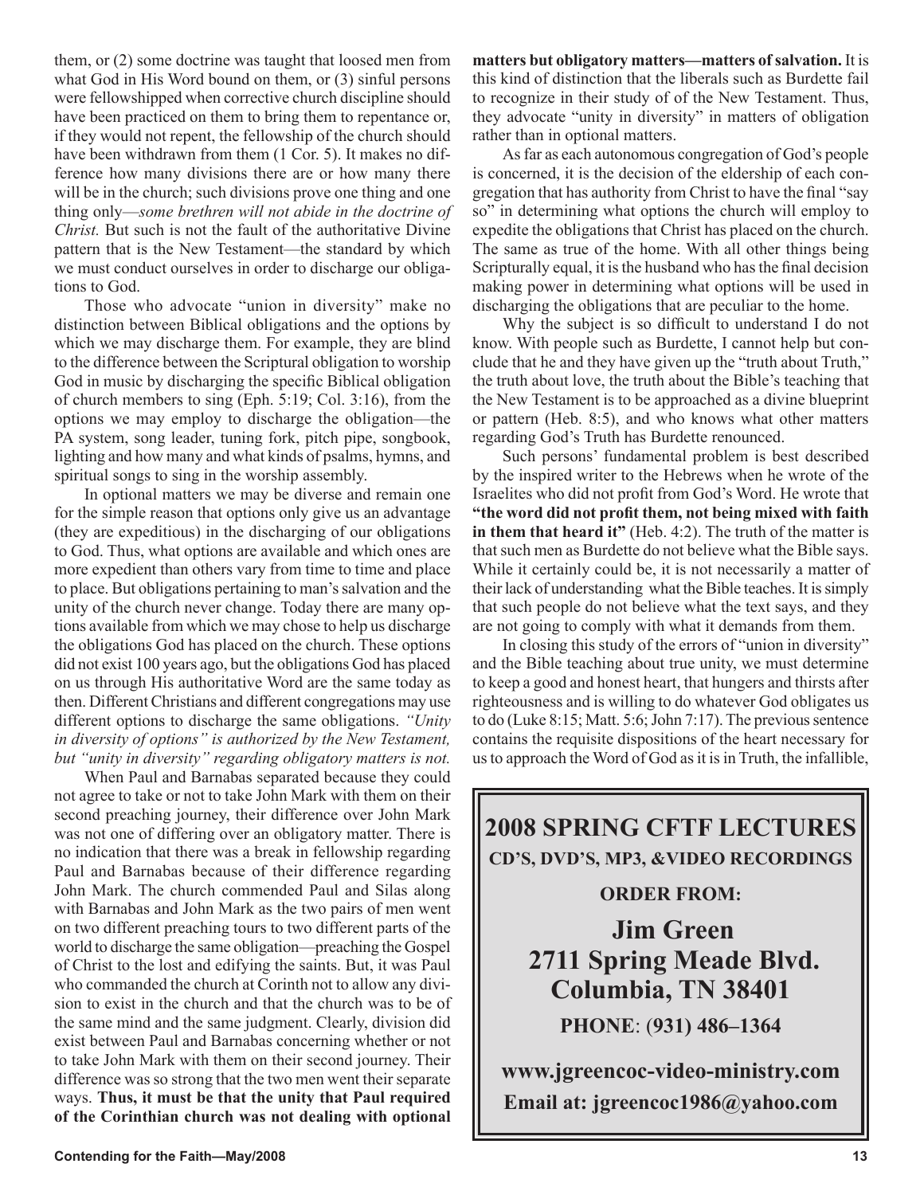them, or (2) some doctrine was taught that loosed men from what God in His Word bound on them, or (3) sinful persons were fellowshipped when corrective church discipline should have been practiced on them to bring them to repentance or, if they would not repent, the fellowship of the church should have been withdrawn from them (1 Cor. 5). It makes no difference how many divisions there are or how many there will be in the church; such divisions prove one thing and one thing only—*some brethren will not abide in the doctrine of Christ.* But such is not the fault of the authoritative Divine pattern that is the New Testament—the standard by which we must conduct ourselves in order to discharge our obligations to God.

Those who advocate "union in diversity" make no distinction between Biblical obligations and the options by which we may discharge them. For example, they are blind to the difference between the Scriptural obligation to worship God in music by discharging the specific Biblical obligation of church members to sing (Eph. 5:19; Col. 3:16), from the options we may employ to discharge the obligation—the PA system, song leader, tuning fork, pitch pipe, songbook, lighting and how many and what kinds of psalms, hymns, and spiritual songs to sing in the worship assembly.

In optional matters we may be diverse and remain one for the simple reason that options only give us an advantage (they are expeditious) in the discharging of our obligations to God. Thus, what options are available and which ones are more expedient than others vary from time to time and place to place. But obligations pertaining to man's salvation and the unity of the church never change. Today there are many options available from which we may chose to help us discharge the obligations God has placed on the church. These options did not exist 100 years ago, but the obligations God has placed on us through His authoritative Word are the same today as then. Different Christians and different congregations may use different options to discharge the same obligations. *"Unity in diversity of options" is authorized by the New Testament, but "unity in diversity" regarding obligatory matters is not.*

When Paul and Barnabas separated because they could not agree to take or not to take John Mark with them on their second preaching journey, their difference over John Mark was not one of differing over an obligatory matter. There is no indication that there was a break in fellowship regarding Paul and Barnabas because of their difference regarding John Mark. The church commended Paul and Silas along with Barnabas and John Mark as the two pairs of men went on two different preaching tours to two different parts of the world to discharge the same obligation—preaching the Gospel of Christ to the lost and edifying the saints. But, it was Paul who commanded the church at Corinth not to allow any division to exist in the church and that the church was to be of the same mind and the same judgment. Clearly, division did exist between Paul and Barnabas concerning whether or not to take John Mark with them on their second journey. Their difference was so strong that the two men went their separate ways. **Thus, it must be that the unity that Paul required of the Corinthian church was not dealing with optional matters but obligatory matters—matters of salvation.** It is this kind of distinction that the liberals such as Burdette fail to recognize in their study of of the New Testament. Thus, they advocate "unity in diversity" in matters of obligation rather than in optional matters.

As far as each autonomous congregation of God's people is concerned, it is the decision of the eldership of each congregation that has authority from Christ to have the final "say so" in determining what options the church will employ to expedite the obligations that Christ has placed on the church. The same as true of the home. With all other things being Scripturally equal, it is the husband who has the final decision making power in determining what options will be used in discharging the obligations that are peculiar to the home.

Why the subject is so difficult to understand I do not know. With people such as Burdette, I cannot help but conclude that he and they have given up the "truth about Truth," the truth about love, the truth about the Bible's teaching that the New Testament is to be approached as a divine blueprint or pattern (Heb. 8:5), and who knows what other matters regarding God's Truth has Burdette renounced.

Such persons' fundamental problem is best described by the inspired writer to the Hebrews when he wrote of the Israelites who did not profit from God's Word. He wrote that **"the word did not profit them, not being mixed with faith in them that heard it"** (Heb. 4:2). The truth of the matter is that such men as Burdette do not believe what the Bible says. While it certainly could be, it is not necessarily a matter of their lack of understanding what the Bible teaches. It is simply that such people do not believe what the text says, and they are not going to comply with what it demands from them.

In closing this study of the errors of "union in diversity" and the Bible teaching about true unity, we must determine to keep a good and honest heart, that hungers and thirsts after righteousness and is willing to do whatever God obligates us to do (Luke 8:15; Matt. 5:6; John 7:17). The previous sentence contains the requisite dispositions of the heart necessary for us to approach the Word of God as it is in Truth, the infallible,

**2008 SPRING CFTF LECTURES**

**CD'S, DVD'S, MP3, &VIDEO RECORDINGS**

**ORDER FROM:**

**Jim Green**
**2711 Spring Meade Blvd.**
**Columbia, TN 38401**

**PHONE: (931) 486–1364**

**www.jgreencoc-video-ministry.com**

**Email at: jgreencoc1986@yahoo.com**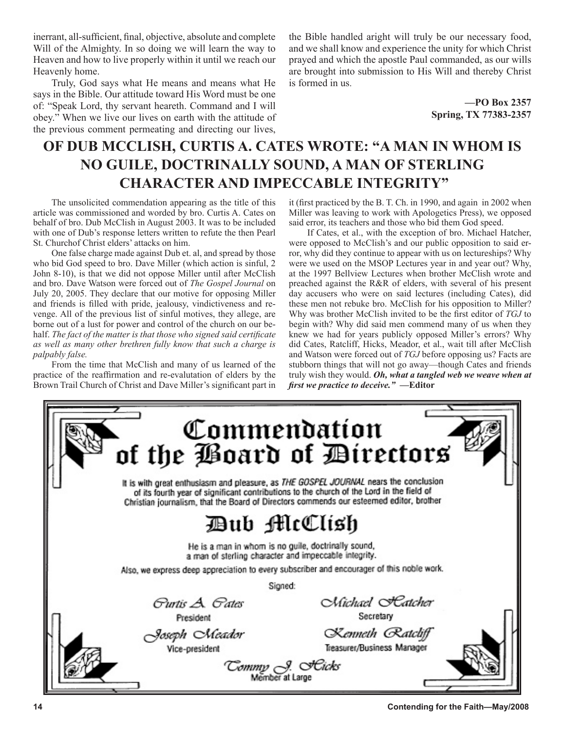inerrant, all-sufficient, final, objective, absolute and complete Will of the Almighty. In so doing we will learn the way to Heaven and how to live properly within it until we reach our Heavenly home.

Truly, God says what He means and means what He says in the Bible. Our attitude toward His Word must be one of: "Speak Lord, thy servant heareth. Command and I will obey." When we live our lives on earth with the attitude of the previous comment permeating and directing our lives, the Bible handled aright will truly be our necessary food, and we shall know and experience the unity for which Christ prayed and which the apostle Paul commanded, as our wills are brought into submission to His Will and thereby Christ is formed in us.

**—PO Box 2357**
**Spring, TX 77383-2357**

# OF DUB MCCLISH, CURTIS A. CATES WROTE: "A MAN IN WHOM IS NO GUILE, DOCTRINALLY SOUND, A MAN OF STERLING CHARACTER AND IMPECCABLE INTEGRITY"

The unsolicited commendation appearing as the title of this article was commissioned and worded by bro. Curtis A. Cates on behalf of bro. Dub McClish in August 2003. It was to be included with one of Dub's response letters written to refute the then Pearl St. Churchof Christ elders' attacks on him.

One false charge made against Dub et. al, and spread by those who bid God speed to bro. Dave Miller (which action is sinful, 2 John 8-10), is that we did not oppose Miller until after McClish and bro. Dave Watson were forced out of *The Gospel Journal* on July 20, 2005. They declare that our motive for opposing Miller and friends is filled with pride, jealousy, vindictiveness and revenge. All of the previous list of sinful motives, they allege, are borne out of a lust for power and control of the church on our behalf. *The fact of the matter is that those who signed said certificate as well as many other brethren fully know that such a charge is palpably false.*

From the time that McClish and many of us learned of the practice of the reaffirmation and re-evalutation of elders by the Brown Trail Church of Christ and Dave Miller's significant part in it (first practiced by the B. T. Ch. in 1990, and again in 2002 when Miller was leaving to work with Apologetics Press), we opposed said error, its teachers and those who bid them God speed.

If Cates, et al., with the exception of bro. Michael Hatcher, were opposed to McClish's and our public opposition to said error, why did they continue to appear with us on lectureships? Why were we used on the MSOP Lectures year in and year out? Why, at the 1997 Bellview Lectures when brother McClish wrote and preached against the R&R of elders, with several of his present day accusers who were on said lectures (including Cates), did these men not rebuke bro. McClish for his opposition to Miller? Why was brother McClish invited to be the first editor of *TGJ* to begin with? Why did said men commend many of us when they knew we had for years publicly opposed Miller's errors? Why did Cates, Ratcliff, Hicks, Meador, et al., wait till after McClish and Watson were forced out of *TGJ* before opposing us? Facts are stubborn things that will not go away—though Cates and friends truly wish they would. ***Oh, what a tangled web we weave when at first we practice to deceive."*** **—Editor**

## Commendation of the Board of Directors

It is with great enthusiasm and pleasure, as THE GOSPEL JOURNAL nears the conclusion of its fourth year of significant contributions to the church of the Lord in the field of Christian journalism, that the Board of Directors commends our esteemed editor, brother

## Dub McClish

He is a man in whom is no guile, doctrinally sound, a man of sterling character and impeccable integrity.

Also, we express deep appreciation to every subscriber and encourager of this noble work.

Signed:

Curtis A. Cates
President

Michael Hatcher
Secretary

Joseph Meador
Vice-president

Kenneth Ratcliff
Treasurer/Business Manager

Tommy J. Hicks
Member at Large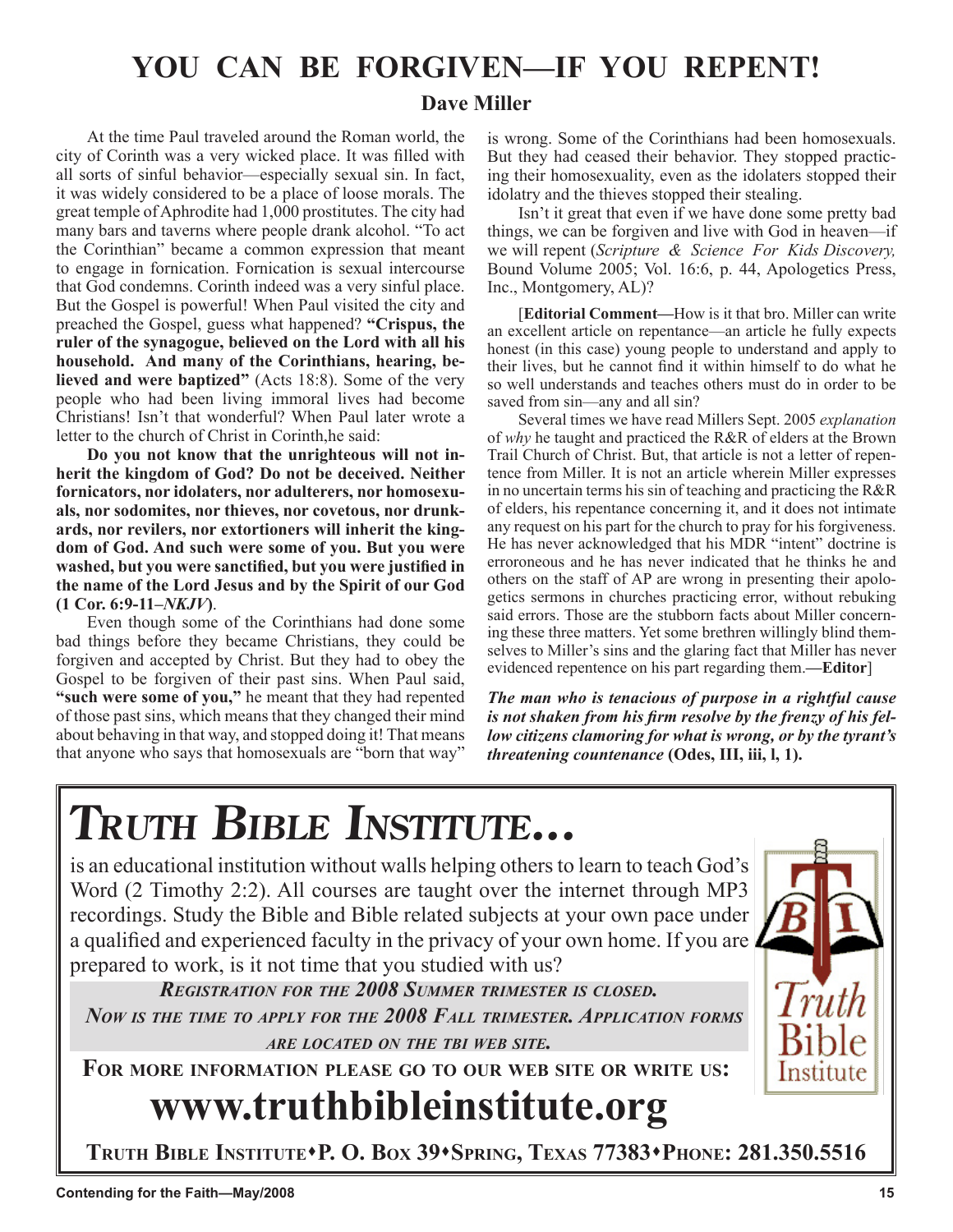# YOU CAN BE FORGIVEN—IF YOU REPENT!

**Dave Miller**

At the time Paul traveled around the Roman world, the city of Corinth was a very wicked place. It was filled with all sorts of sinful behavior—especially sexual sin. In fact, it was widely considered to be a place of loose morals. The great temple of Aphrodite had 1,000 prostitutes. The city had many bars and taverns where people drank alcohol. "To act the Corinthian" became a common expression that meant to engage in fornication. Fornication is sexual intercourse that God condemns. Corinth indeed was a very sinful place. But the Gospel is powerful! When Paul visited the city and preached the Gospel, guess what happened? **"Crispus, the ruler of the synagogue, believed on the Lord with all his household. And many of the Corinthians, hearing, believed and were baptized"** (Acts 18:8). Some of the very people who had been living immoral lives had become Christians! Isn't that wonderful? When Paul later wrote a letter to the church of Christ in Corinth,he said:

**Do you not know that the unrighteous will not inherit the kingdom of God? Do not be deceived. Neither fornicators, nor idolaters, nor adulterers, nor homosexuals, nor sodomites, nor thieves, nor covetous, nor drunkards, nor revilers, nor extortioners will inherit the kingdom of God. And such were some of you. But you were washed, but you were sanctified, but you were justified in the name of the Lord Jesus and by the Spirit of our God (1 Cor. 6:9-11–*NKJV*)**.

Even though some of the Corinthians had done some bad things before they became Christians, they could be forgiven and accepted by Christ. But they had to obey the Gospel to be forgiven of their past sins. When Paul said, **"such were some of you,"** he meant that they had repented of those past sins, which means that they changed their mind about behaving in that way, and stopped doing it! That means that anyone who says that homosexuals are "born that way" is wrong. Some of the Corinthians had been homosexuals. But they had ceased their behavior. They stopped practicing their homosexuality, even as the idolaters stopped their idolatry and the thieves stopped their stealing.

Isn't it great that even if we have done some pretty bad things, we can be forgiven and live with God in heaven—if we will repent (*Scripture & Science For Kids Discovery,* Bound Volume 2005; Vol. 16:6, p. 44, Apologetics Press, Inc., Montgomery, AL)?

[**Editorial Comment—**How is it that bro. Miller can write an excellent article on repentance—an article he fully expects honest (in this case) young people to understand and apply to their lives, but he cannot find it within himself to do what he so well understands and teaches others must do in order to be saved from sin—any and all sin?

Several times we have read Millers Sept. 2005 *explanation* of *why* he taught and practiced the R&R of elders at the Brown Trail Church of Christ. But, that article is not a letter of repentence from Miller. It is not an article wherein Miller expresses in no uncertain terms his sin of teaching and practicing the R&R of elders, his repentance concerning it, and it does not intimate any request on his part for the church to pray for his forgiveness. He has never acknowledged that his MDR "intent" doctrine is erroroneous and he has never indicated that he thinks he and others on the staff of AP are wrong in presenting their apologetics sermons in churches practicing error, without rebuking said errors. Those are the stubborn facts about Miller concerning these three matters. Yet some brethren willingly blind themselves to Miller's sins and the glaring fact that Miller has never evidenced repentence on his part regarding them.**—Editor**]

***The man who is tenacious of purpose in a rightful cause is not shaken from his firm resolve by the frenzy of his fellow citizens clamoring for what is wrong, or by the tyrant's threatening countenance*** **(Odes, III, iii, l, 1).**

---

# *TRUTH BIBLE INSTITUTE...*

is an educational institution without walls helping others to learn to teach God's Word (2 Timothy 2:2). All courses are taught over the internet through MP3 recordings. Study the Bible and Bible related subjects at your own pace under a qualified and experienced faculty in the privacy of your own home. If you are prepared to work, is it not time that you studied with us?

***REGISTRATION FOR THE 2008 SUMMER TRIMESTER IS CLOSED.***
***NOW IS THE TIME TO APPLY FOR THE 2008 FALL TRIMESTER. APPLICATION FORMS ARE LOCATED ON THE TBI WEB SITE.***

**FOR MORE INFORMATION PLEASE GO TO OUR WEB SITE OR WRITE US:**

## www.truthbibleinstitute.org

**TRUTH BIBLE INSTITUTE•P. O. BOX 39•SPRING, TEXAS 77383•PHONE: 281.350.5516**

BI Truth Bible Institute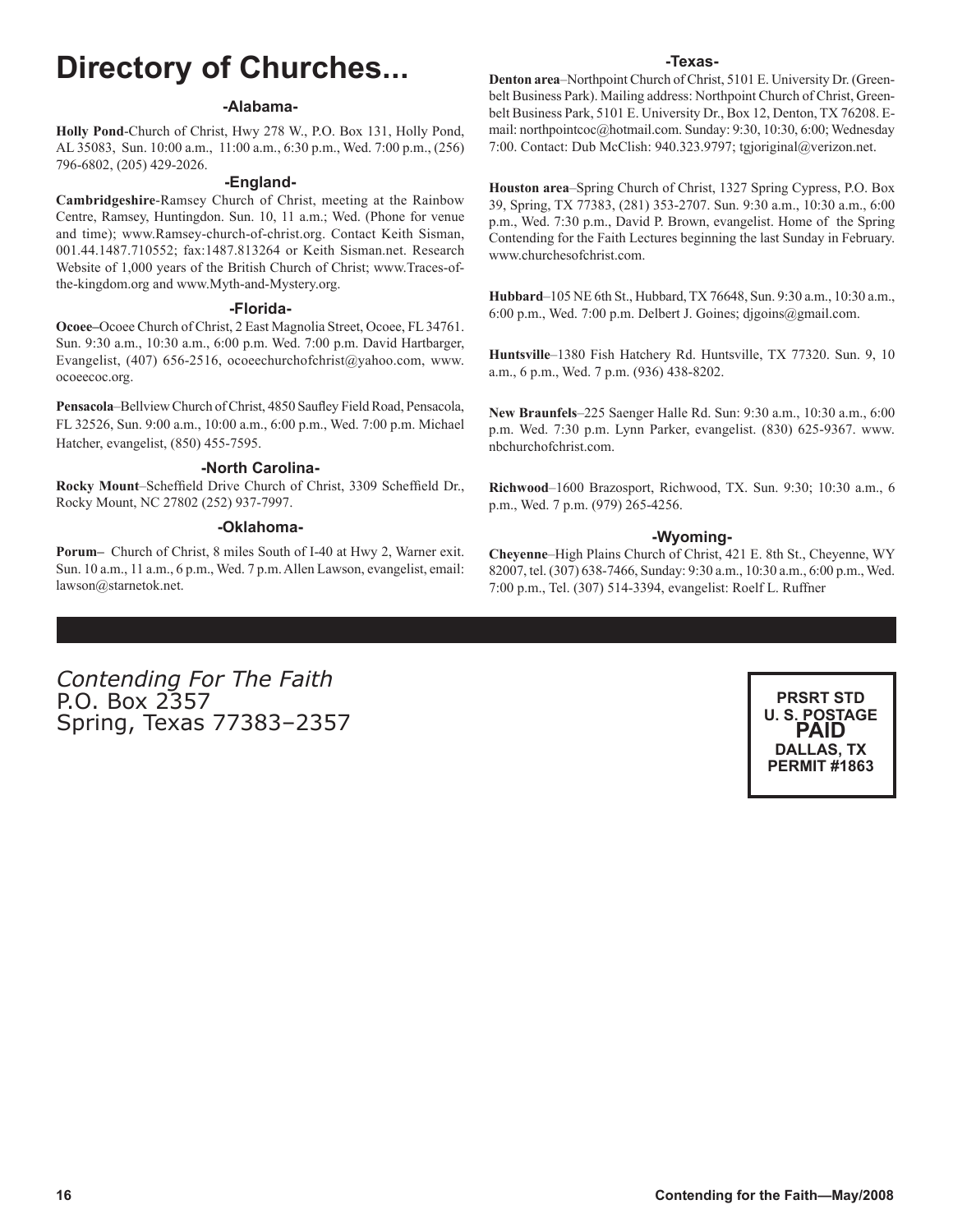# Directory of Churches...

### -Alabama-

**Holly Pond**-Church of Christ, Hwy 278 W., P.O. Box 131, Holly Pond, AL 35083, Sun. 10:00 a.m., 11:00 a.m., 6:30 p.m., Wed. 7:00 p.m., (256) 796-6802, (205) 429-2026.

### -England-

**Cambridgeshire**-Ramsey Church of Christ, meeting at the Rainbow Centre, Ramsey, Huntingdon. Sun. 10, 11 a.m.; Wed. (Phone for venue and time); www.Ramsey-church-of-christ.org. Contact Keith Sisman, 001.44.1487.710552; fax:1487.813264 or Keith Sisman.net. Research Website of 1,000 years of the British Church of Christ; www.Traces-of-the-kingdom.org and www.Myth-and-Mystery.org.

### -Florida-

**Ocoee–**Ocoee Church of Christ, 2 East Magnolia Street, Ocoee, FL 34761. Sun. 9:30 a.m., 10:30 a.m., 6:00 p.m. Wed. 7:00 p.m. David Hartbarger, Evangelist, (407) 656-2516, ocoeechurchofchrist@yahoo.com, www.ocoeecoc.org.

**Pensacola**–Bellview Church of Christ, 4850 Saufley Field Road, Pensacola, FL 32526, Sun. 9:00 a.m., 10:00 a.m., 6:00 p.m., Wed. 7:00 p.m. Michael Hatcher, evangelist, (850) 455-7595.

### -North Carolina-

**Rocky Mount**–Scheffield Drive Church of Christ, 3309 Scheffield Dr., Rocky Mount, NC 27802 (252) 937-7997.

### -Oklahoma-

**Porum–** Church of Christ, 8 miles South of I-40 at Hwy 2, Warner exit. Sun. 10 a.m., 11 a.m., 6 p.m., Wed. 7 p.m. Allen Lawson, evangelist, email: lawson@starnetok.net.

### -Texas-

**Denton area**–Northpoint Church of Christ, 5101 E. University Dr. (Greenbelt Business Park). Mailing address: Northpoint Church of Christ, Greenbelt Business Park, 5101 E. University Dr., Box 12, Denton, TX 76208. E-mail: northpointcoc@hotmail.com. Sunday: 9:30, 10:30, 6:00; Wednesday 7:00. Contact: Dub McClish: 940.323.9797; tgjoriginal@verizon.net.

**Houston area**–Spring Church of Christ, 1327 Spring Cypress, P.O. Box 39, Spring, TX 77383, (281) 353-2707. Sun. 9:30 a.m., 10:30 a.m., 6:00 p.m., Wed. 7:30 p.m., David P. Brown, evangelist. Home of the Spring Contending for the Faith Lectures beginning the last Sunday in February. www.churchesofchrist.com.

**Hubbard**–105 NE 6th St., Hubbard, TX 76648, Sun. 9:30 a.m., 10:30 a.m., 6:00 p.m., Wed. 7:00 p.m. Delbert J. Goines; djgoins@gmail.com.

**Huntsville**–1380 Fish Hatchery Rd. Huntsville, TX 77320. Sun. 9, 10 a.m., 6 p.m., Wed. 7 p.m. (936) 438-8202.

**New Braunfels**–225 Saenger Halle Rd. Sun: 9:30 a.m., 10:30 a.m., 6:00 p.m. Wed. 7:30 p.m. Lynn Parker, evangelist. (830) 625-9367. www.nbchurchofchrist.com.

**Richwood**–1600 Brazosport, Richwood, TX. Sun. 9:30; 10:30 a.m., 6 p.m., Wed. 7 p.m. (979) 265-4256.

### -Wyoming-

**Cheyenne**–High Plains Church of Christ, 421 E. 8th St., Cheyenne, WY 82007, tel. (307) 638-7466, Sunday: 9:30 a.m., 10:30 a.m., 6:00 p.m., Wed. 7:00 p.m., Tel. (307) 514-3394, evangelist: Roelf L. Ruffner

*Contending For The Faith*
P.O. Box 2357
Spring, Texas 77383–2357

**PRSRT STD**
**U. S. POSTAGE**
**PAID**
**DALLAS, TX**
**PERMIT #1863**